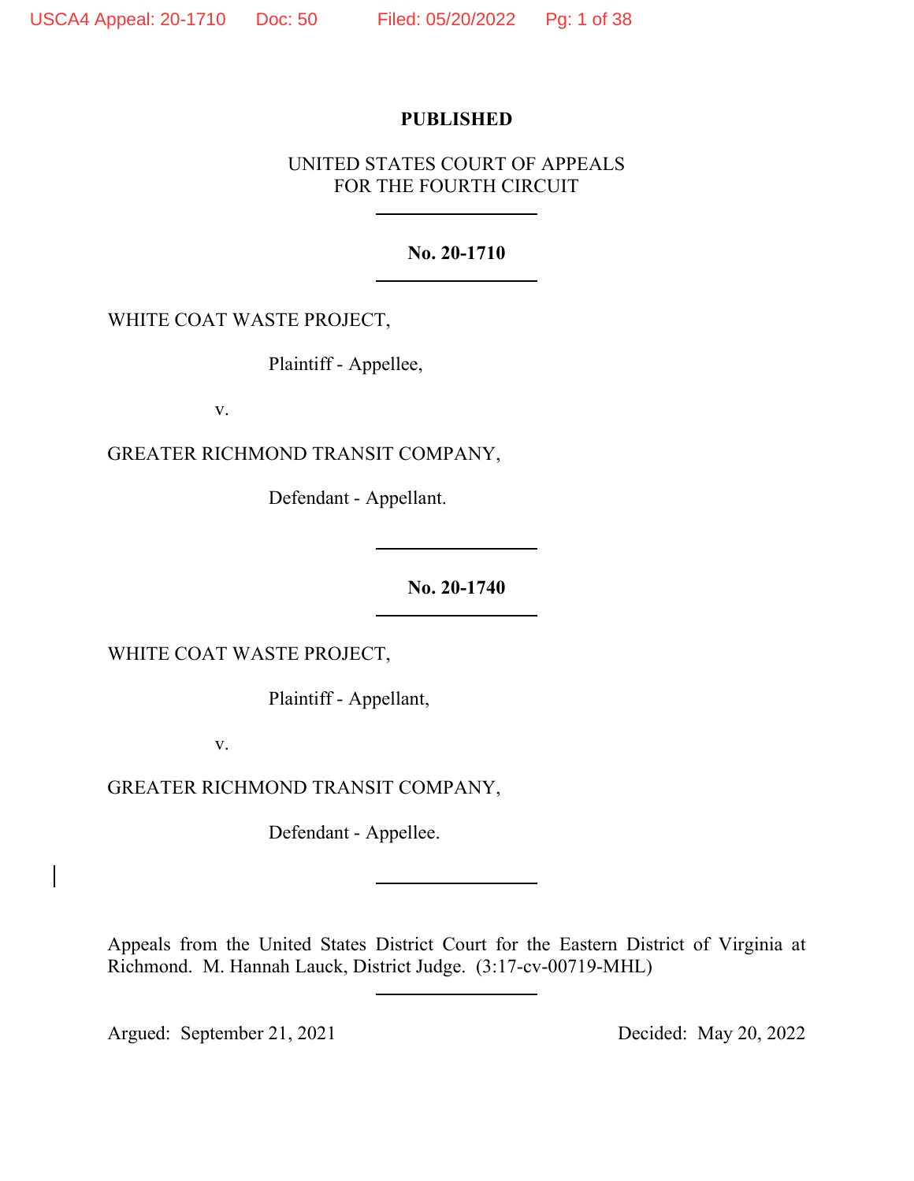**PUBLISHED**

UNITED STATES COURT OF APPEALS
FOR THE FOURTH CIRCUIT

---

**No. 20-1710**

---

WHITE COAT WASTE PROJECT,

Plaintiff - Appellee,

v.

GREATER RICHMOND TRANSIT COMPANY,

Defendant - Appellant.

---

**No. 20-1740**

---

WHITE COAT WASTE PROJECT,

Plaintiff - Appellant,

v.

GREATER RICHMOND TRANSIT COMPANY,

Defendant - Appellee.

---

Appeals from the United States District Court for the Eastern District of Virginia at Richmond. M. Hannah Lauck, District Judge. (3:17-cv-00719-MHL)

---

Argued: September 21, 2021 Decided: May 20, 2022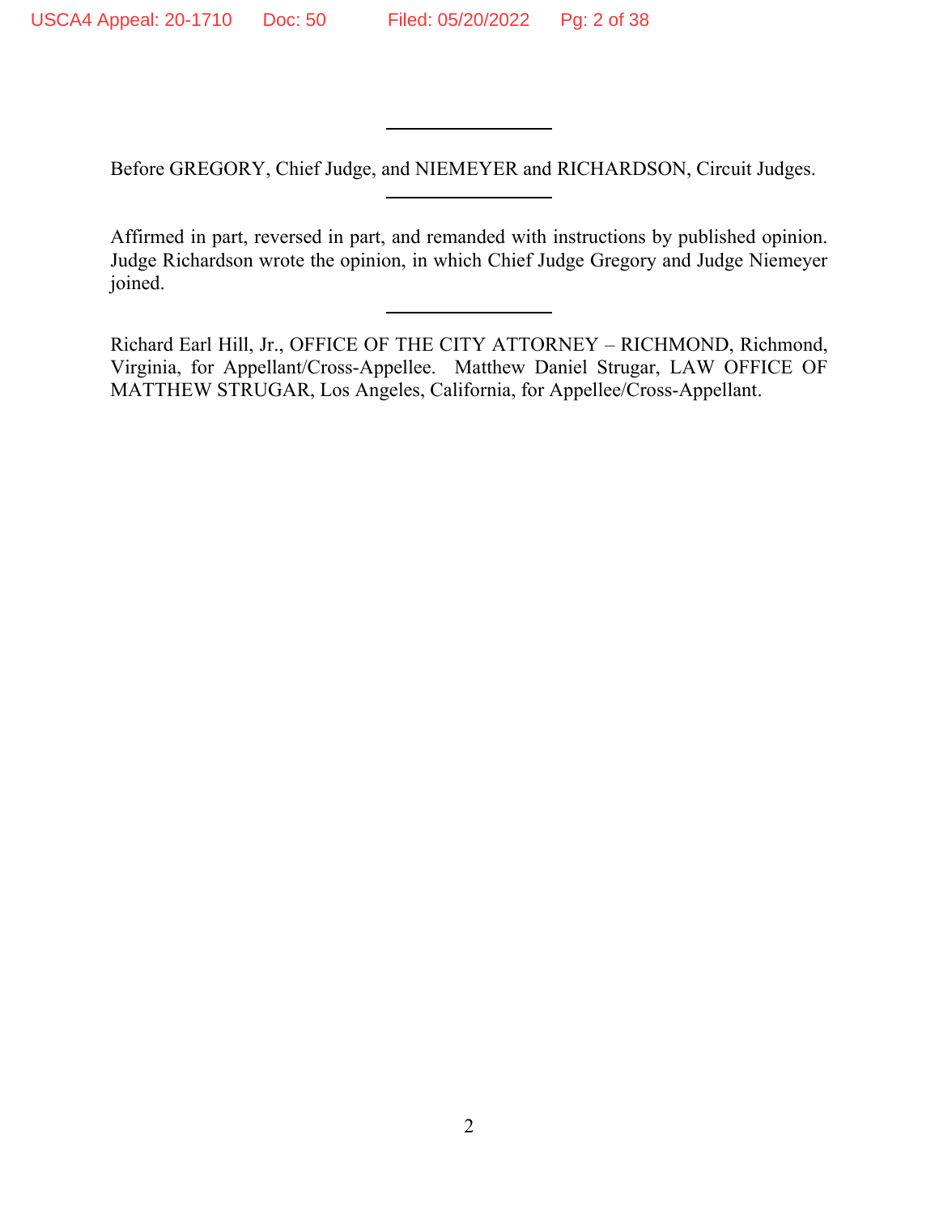Before GREGORY, Chief Judge, and NIEMEYER and RICHARDSON, Circuit Judges.

---

Affirmed in part, reversed in part, and remanded with instructions by published opinion. Judge Richardson wrote the opinion, in which Chief Judge Gregory and Judge Niemeyer joined.

---

Richard Earl Hill, Jr., OFFICE OF THE CITY ATTORNEY – RICHMOND, Richmond, Virginia, for Appellant/Cross-Appellee. Matthew Daniel Strugar, LAW OFFICE OF MATTHEW STRUGAR, Los Angeles, California, for Appellee/Cross-Appellant.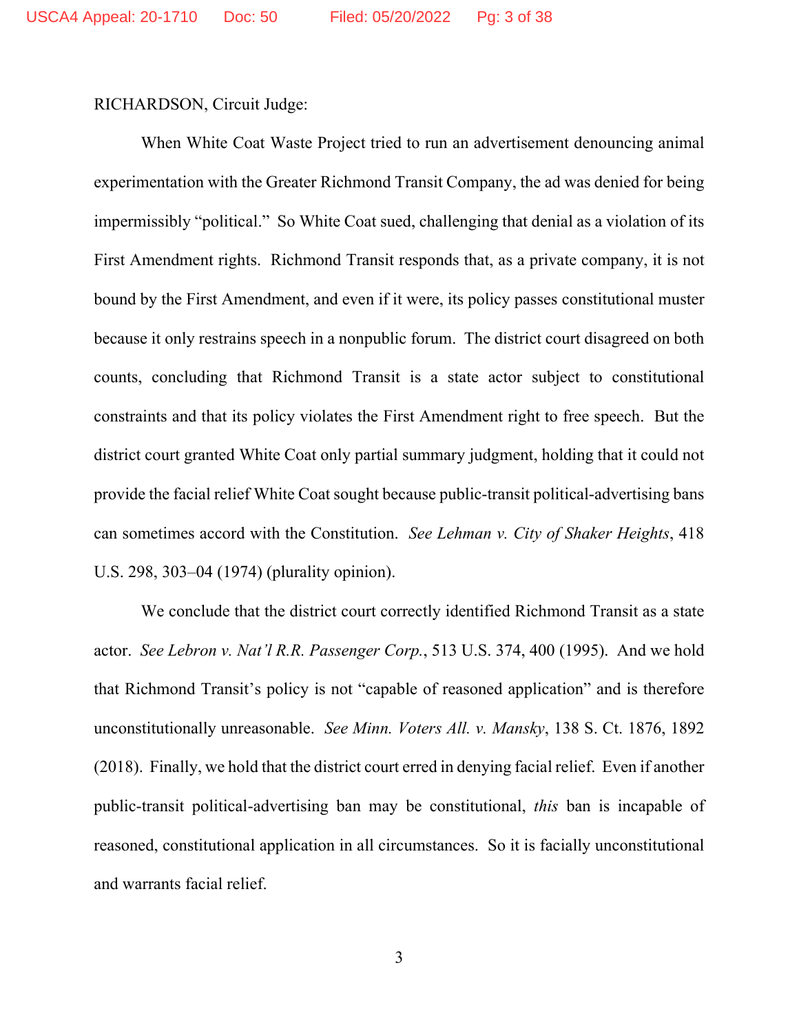RICHARDSON, Circuit Judge:

When White Coat Waste Project tried to run an advertisement denouncing animal experimentation with the Greater Richmond Transit Company, the ad was denied for being impermissibly "political." So White Coat sued, challenging that denial as a violation of its First Amendment rights. Richmond Transit responds that, as a private company, it is not bound by the First Amendment, and even if it were, its policy passes constitutional muster because it only restrains speech in a nonpublic forum. The district court disagreed on both counts, concluding that Richmond Transit is a state actor subject to constitutional constraints and that its policy violates the First Amendment right to free speech. But the district court granted White Coat only partial summary judgment, holding that it could not provide the facial relief White Coat sought because public-transit political-advertising bans can sometimes accord with the Constitution. *See Lehman v. City of Shaker Heights*, 418 U.S. 298, 303–04 (1974) (plurality opinion).

We conclude that the district court correctly identified Richmond Transit as a state actor. *See Lebron v. Nat'l R.R. Passenger Corp.*, 513 U.S. 374, 400 (1995). And we hold that Richmond Transit's policy is not "capable of reasoned application" and is therefore unconstitutionally unreasonable. *See Minn. Voters All. v. Mansky*, 138 S. Ct. 1876, 1892 (2018). Finally, we hold that the district court erred in denying facial relief. Even if another public-transit political-advertising ban may be constitutional, *this* ban is incapable of reasoned, constitutional application in all circumstances. So it is facially unconstitutional and warrants facial relief.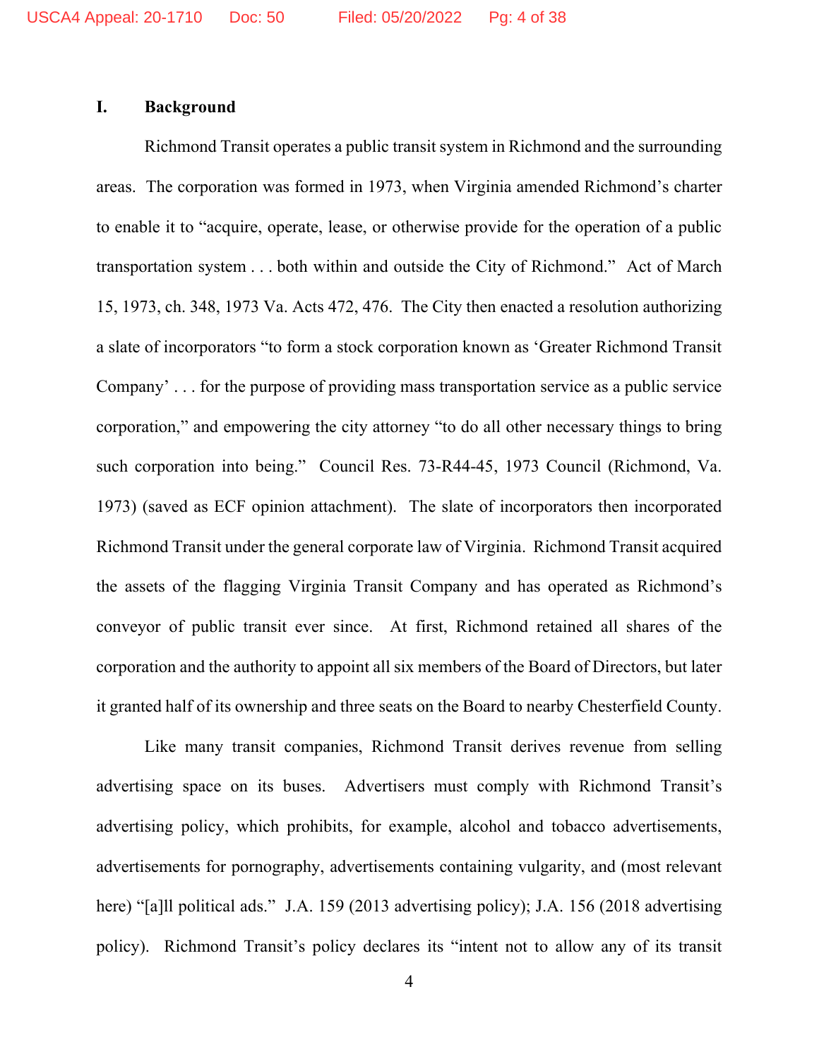## I. Background

Richmond Transit operates a public transit system in Richmond and the surrounding areas. The corporation was formed in 1973, when Virginia amended Richmond's charter to enable it to "acquire, operate, lease, or otherwise provide for the operation of a public transportation system . . . both within and outside the City of Richmond." Act of March 15, 1973, ch. 348, 1973 Va. Acts 472, 476. The City then enacted a resolution authorizing a slate of incorporators "to form a stock corporation known as 'Greater Richmond Transit Company' . . . for the purpose of providing mass transportation service as a public service corporation," and empowering the city attorney "to do all other necessary things to bring such corporation into being." Council Res. 73-R44-45, 1973 Council (Richmond, Va. 1973) (saved as ECF opinion attachment). The slate of incorporators then incorporated Richmond Transit under the general corporate law of Virginia. Richmond Transit acquired the assets of the flagging Virginia Transit Company and has operated as Richmond's conveyor of public transit ever since. At first, Richmond retained all shares of the corporation and the authority to appoint all six members of the Board of Directors, but later it granted half of its ownership and three seats on the Board to nearby Chesterfield County.

Like many transit companies, Richmond Transit derives revenue from selling advertising space on its buses. Advertisers must comply with Richmond Transit's advertising policy, which prohibits, for example, alcohol and tobacco advertisements, advertisements for pornography, advertisements containing vulgarity, and (most relevant here) "[a]ll political ads." J.A. 159 (2013 advertising policy); J.A. 156 (2018 advertising policy). Richmond Transit's policy declares its "intent not to allow any of its transit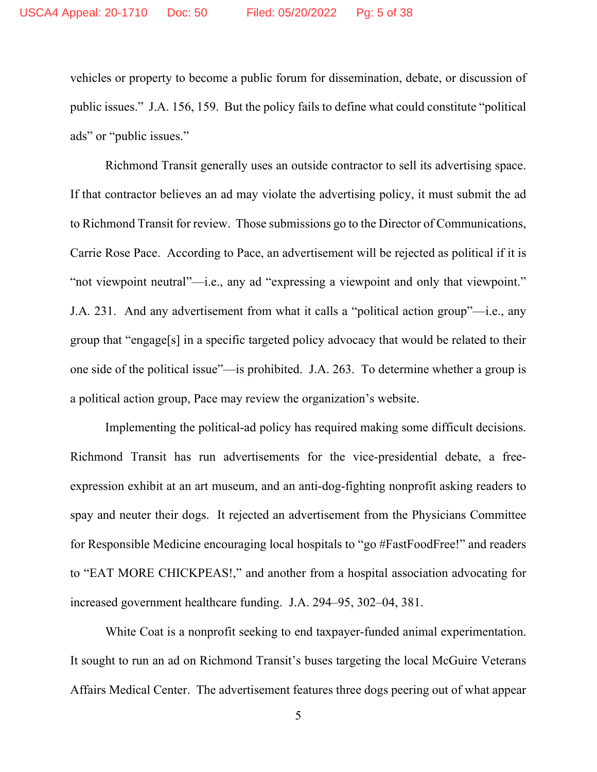vehicles or property to become a public forum for dissemination, debate, or discussion of public issues." J.A. 156, 159. But the policy fails to define what could constitute "political ads" or "public issues."

Richmond Transit generally uses an outside contractor to sell its advertising space. If that contractor believes an ad may violate the advertising policy, it must submit the ad to Richmond Transit for review. Those submissions go to the Director of Communications, Carrie Rose Pace. According to Pace, an advertisement will be rejected as political if it is "not viewpoint neutral"—i.e., any ad "expressing a viewpoint and only that viewpoint." J.A. 231. And any advertisement from what it calls a "political action group"—i.e., any group that "engage[s] in a specific targeted policy advocacy that would be related to their one side of the political issue"—is prohibited. J.A. 263. To determine whether a group is a political action group, Pace may review the organization's website.

Implementing the political-ad policy has required making some difficult decisions. Richmond Transit has run advertisements for the vice-presidential debate, a free-expression exhibit at an art museum, and an anti-dog-fighting nonprofit asking readers to spay and neuter their dogs. It rejected an advertisement from the Physicians Committee for Responsible Medicine encouraging local hospitals to "go #FastFoodFree!" and readers to "EAT MORE CHICKPEAS!," and another from a hospital association advocating for increased government healthcare funding. J.A. 294–95, 302–04, 381.

White Coat is a nonprofit seeking to end taxpayer-funded animal experimentation. It sought to run an ad on Richmond Transit's buses targeting the local McGuire Veterans Affairs Medical Center. The advertisement features three dogs peering out of what appear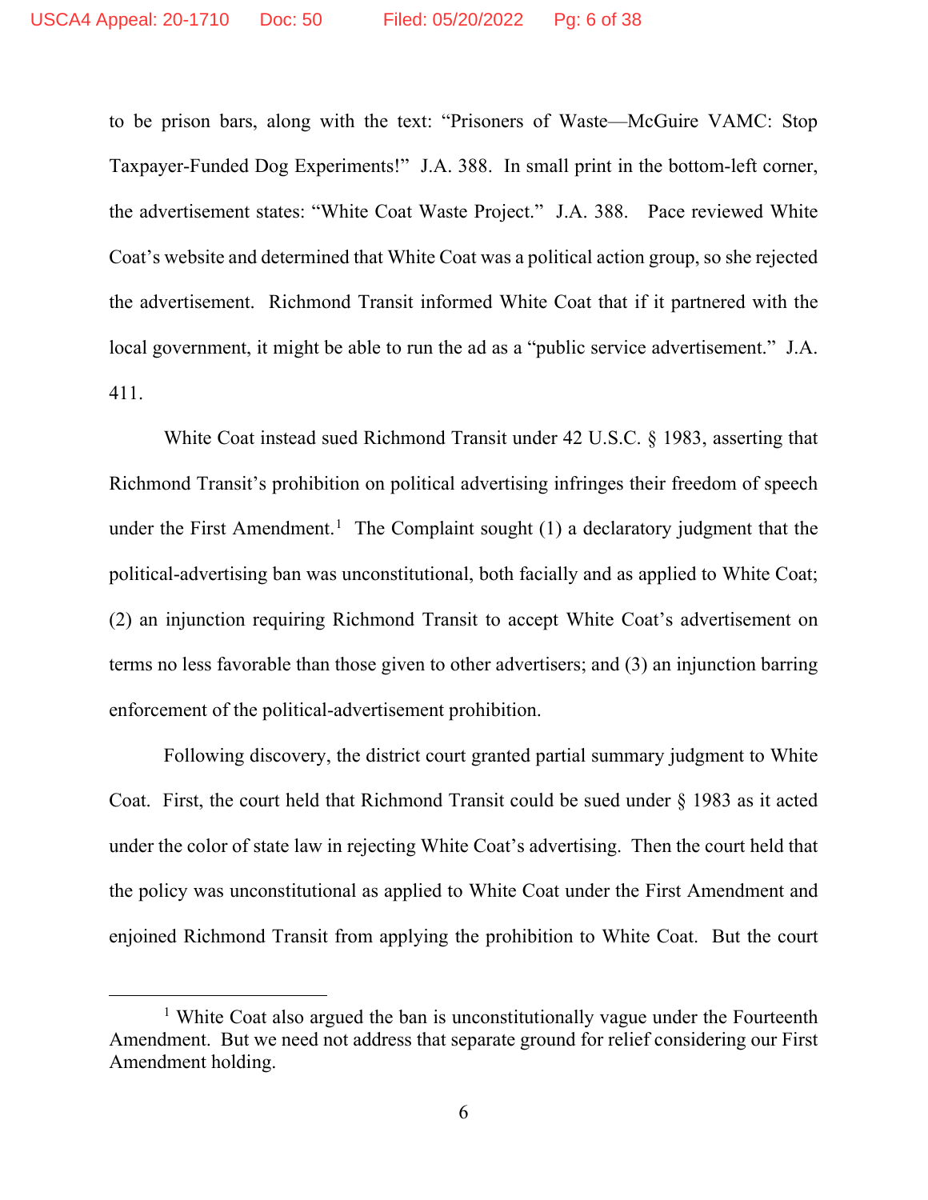to be prison bars, along with the text: "Prisoners of Waste—McGuire VAMC: Stop Taxpayer-Funded Dog Experiments!" J.A. 388. In small print in the bottom-left corner, the advertisement states: "White Coat Waste Project." J.A. 388. Pace reviewed White Coat's website and determined that White Coat was a political action group, so she rejected the advertisement. Richmond Transit informed White Coat that if it partnered with the local government, it might be able to run the ad as a "public service advertisement." J.A. 411.

White Coat instead sued Richmond Transit under 42 U.S.C. § 1983, asserting that Richmond Transit's prohibition on political advertising infringes their freedom of speech under the First Amendment.[1] The Complaint sought (1) a declaratory judgment that the political-advertising ban was unconstitutional, both facially and as applied to White Coat; (2) an injunction requiring Richmond Transit to accept White Coat's advertisement on terms no less favorable than those given to other advertisers; and (3) an injunction barring enforcement of the political-advertisement prohibition.

Following discovery, the district court granted partial summary judgment to White Coat. First, the court held that Richmond Transit could be sued under § 1983 as it acted under the color of state law in rejecting White Coat's advertising. Then the court held that the policy was unconstitutional as applied to White Coat under the First Amendment and enjoined Richmond Transit from applying the prohibition to White Coat. But the court

[1] White Coat also argued the ban is unconstitutionally vague under the Fourteenth Amendment. But we need not address that separate ground for relief considering our First Amendment holding.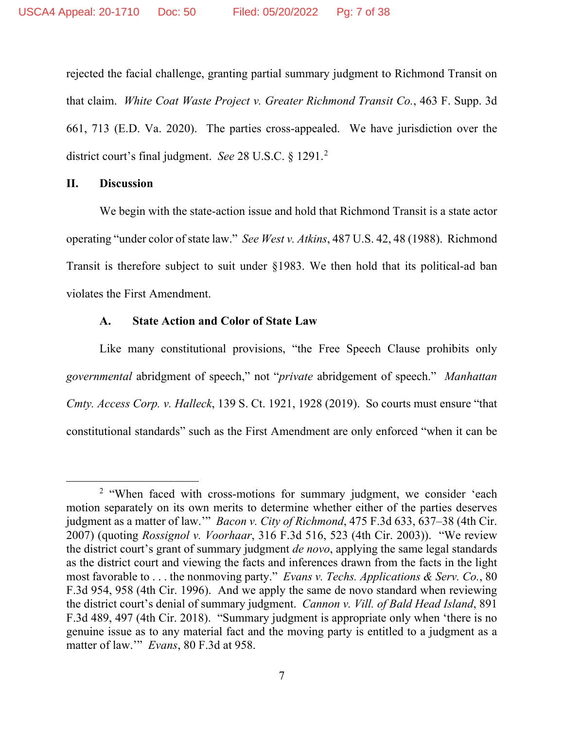rejected the facial challenge, granting partial summary judgment to Richmond Transit on that claim. *White Coat Waste Project v. Greater Richmond Transit Co.*, 463 F. Supp. 3d 661, 713 (E.D. Va. 2020). The parties cross-appealed. We have jurisdiction over the district court's final judgment. *See* 28 U.S.C. § 1291.[2]

## II. Discussion

We begin with the state-action issue and hold that Richmond Transit is a state actor operating "under color of state law." *See West v. Atkins*, 487 U.S. 42, 48 (1988). Richmond Transit is therefore subject to suit under §1983. We then hold that its political-ad ban violates the First Amendment.

### A. State Action and Color of State Law

Like many constitutional provisions, "the Free Speech Clause prohibits only *governmental* abridgment of speech," not "*private* abridgement of speech." *Manhattan Cmty. Access Corp. v. Halleck*, 139 S. Ct. 1921, 1928 (2019). So courts must ensure "that constitutional standards" such as the First Amendment are only enforced "when it can be

---

[2] "When faced with cross-motions for summary judgment, we consider 'each motion separately on its own merits to determine whether either of the parties deserves judgment as a matter of law.'" *Bacon v. City of Richmond*, 475 F.3d 633, 637–38 (4th Cir. 2007) (quoting *Rossignol v. Voorhaar*, 316 F.3d 516, 523 (4th Cir. 2003)). "We review the district court's grant of summary judgment *de novo*, applying the same legal standards as the district court and viewing the facts and inferences drawn from the facts in the light most favorable to . . . the nonmoving party." *Evans v. Techs. Applications & Serv. Co.*, 80 F.3d 954, 958 (4th Cir. 1996). And we apply the same de novo standard when reviewing the district court's denial of summary judgment. *Cannon v. Vill. of Bald Head Island*, 891 F.3d 489, 497 (4th Cir. 2018). "Summary judgment is appropriate only when 'there is no genuine issue as to any material fact and the moving party is entitled to a judgment as a matter of law.'" *Evans*, 80 F.3d at 958.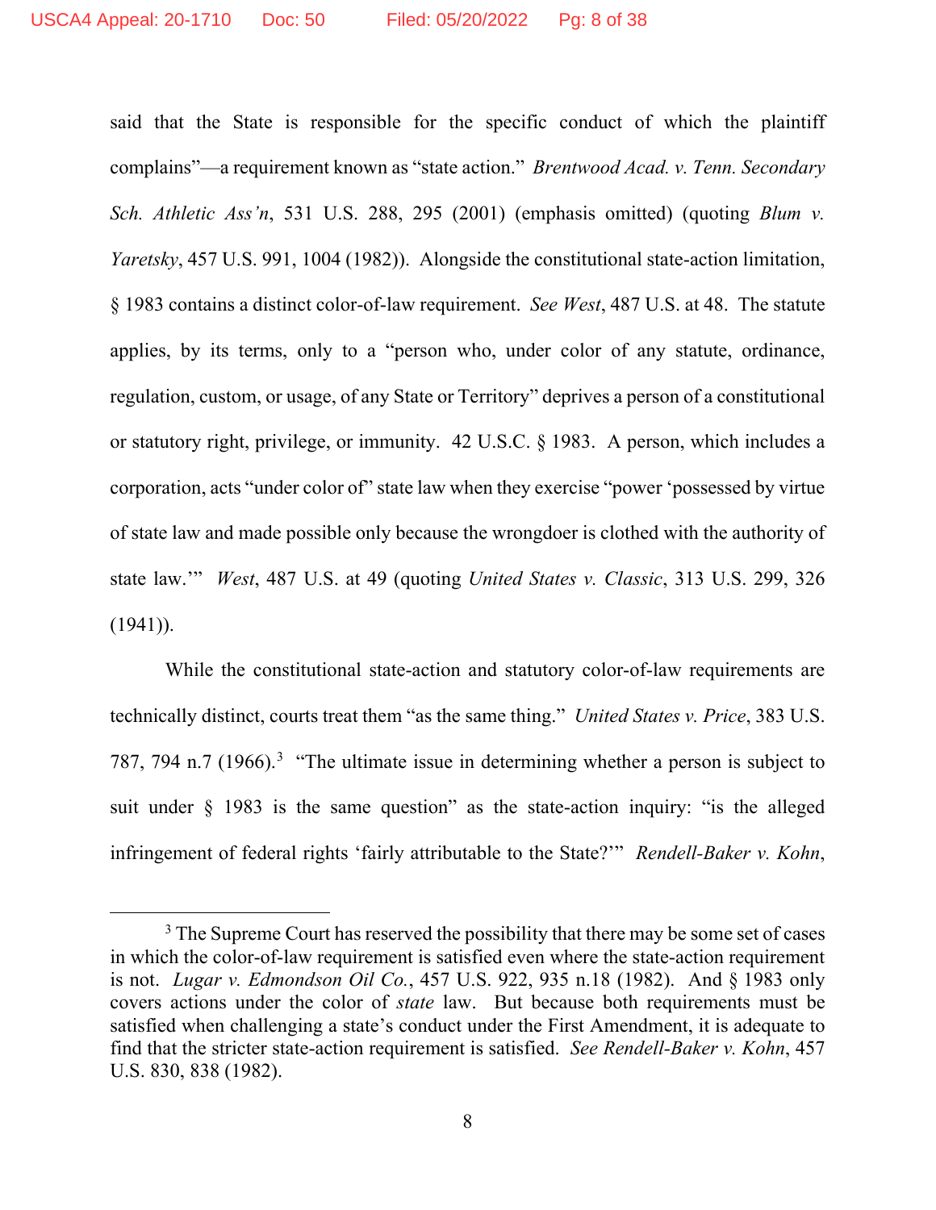said that the State is responsible for the specific conduct of which the plaintiff complains"—a requirement known as "state action." *Brentwood Acad. v. Tenn. Secondary Sch. Athletic Ass'n*, 531 U.S. 288, 295 (2001) (emphasis omitted) (quoting *Blum v. Yaretsky*, 457 U.S. 991, 1004 (1982)). Alongside the constitutional state-action limitation, § 1983 contains a distinct color-of-law requirement. *See West*, 487 U.S. at 48. The statute applies, by its terms, only to a "person who, under color of any statute, ordinance, regulation, custom, or usage, of any State or Territory" deprives a person of a constitutional or statutory right, privilege, or immunity. 42 U.S.C. § 1983. A person, which includes a corporation, acts "under color of" state law when they exercise "power 'possessed by virtue of state law and made possible only because the wrongdoer is clothed with the authority of state law.'" *West*, 487 U.S. at 49 (quoting *United States v. Classic*, 313 U.S. 299, 326 (1941)).

While the constitutional state-action and statutory color-of-law requirements are technically distinct, courts treat them "as the same thing." *United States v. Price*, 383 U.S. 787, 794 n.7 (1966).[3] "The ultimate issue in determining whether a person is subject to suit under § 1983 is the same question" as the state-action inquiry: "is the alleged infringement of federal rights 'fairly attributable to the State?'" *Rendell-Baker v. Kohn*,

---

[3] The Supreme Court has reserved the possibility that there may be some set of cases in which the color-of-law requirement is satisfied even where the state-action requirement is not. *Lugar v. Edmondson Oil Co.*, 457 U.S. 922, 935 n.18 (1982). And § 1983 only covers actions under the color of *state* law. But because both requirements must be satisfied when challenging a state's conduct under the First Amendment, it is adequate to find that the stricter state-action requirement is satisfied. *See Rendell-Baker v. Kohn*, 457 U.S. 830, 838 (1982).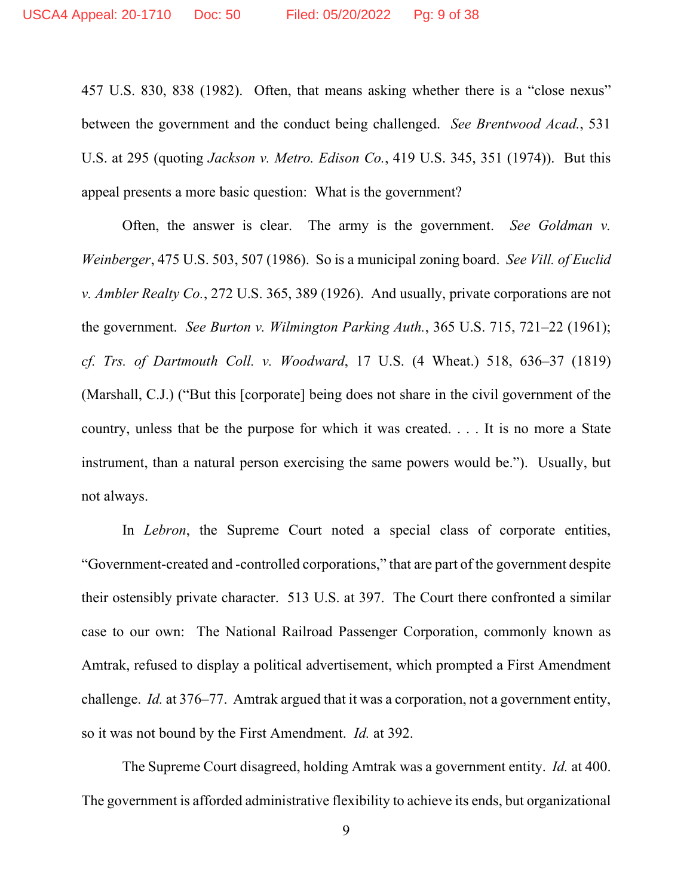457 U.S. 830, 838 (1982). Often, that means asking whether there is a "close nexus" between the government and the conduct being challenged. *See Brentwood Acad.*, 531 U.S. at 295 (quoting *Jackson v. Metro. Edison Co.*, 419 U.S. 345, 351 (1974)). But this appeal presents a more basic question: What is the government?

Often, the answer is clear. The army is the government. *See Goldman v. Weinberger*, 475 U.S. 503, 507 (1986). So is a municipal zoning board. *See Vill. of Euclid v. Ambler Realty Co.*, 272 U.S. 365, 389 (1926). And usually, private corporations are not the government. *See Burton v. Wilmington Parking Auth.*, 365 U.S. 715, 721–22 (1961); *cf. Trs. of Dartmouth Coll. v. Woodward*, 17 U.S. (4 Wheat.) 518, 636–37 (1819) (Marshall, C.J.) ("But this [corporate] being does not share in the civil government of the country, unless that be the purpose for which it was created. . . . It is no more a State instrument, than a natural person exercising the same powers would be."). Usually, but not always.

In *Lebron*, the Supreme Court noted a special class of corporate entities, "Government-created and -controlled corporations," that are part of the government despite their ostensibly private character. 513 U.S. at 397. The Court there confronted a similar case to our own: The National Railroad Passenger Corporation, commonly known as Amtrak, refused to display a political advertisement, which prompted a First Amendment challenge. *Id.* at 376–77. Amtrak argued that it was a corporation, not a government entity, so it was not bound by the First Amendment. *Id.* at 392.

The Supreme Court disagreed, holding Amtrak was a government entity. *Id.* at 400. The government is afforded administrative flexibility to achieve its ends, but organizational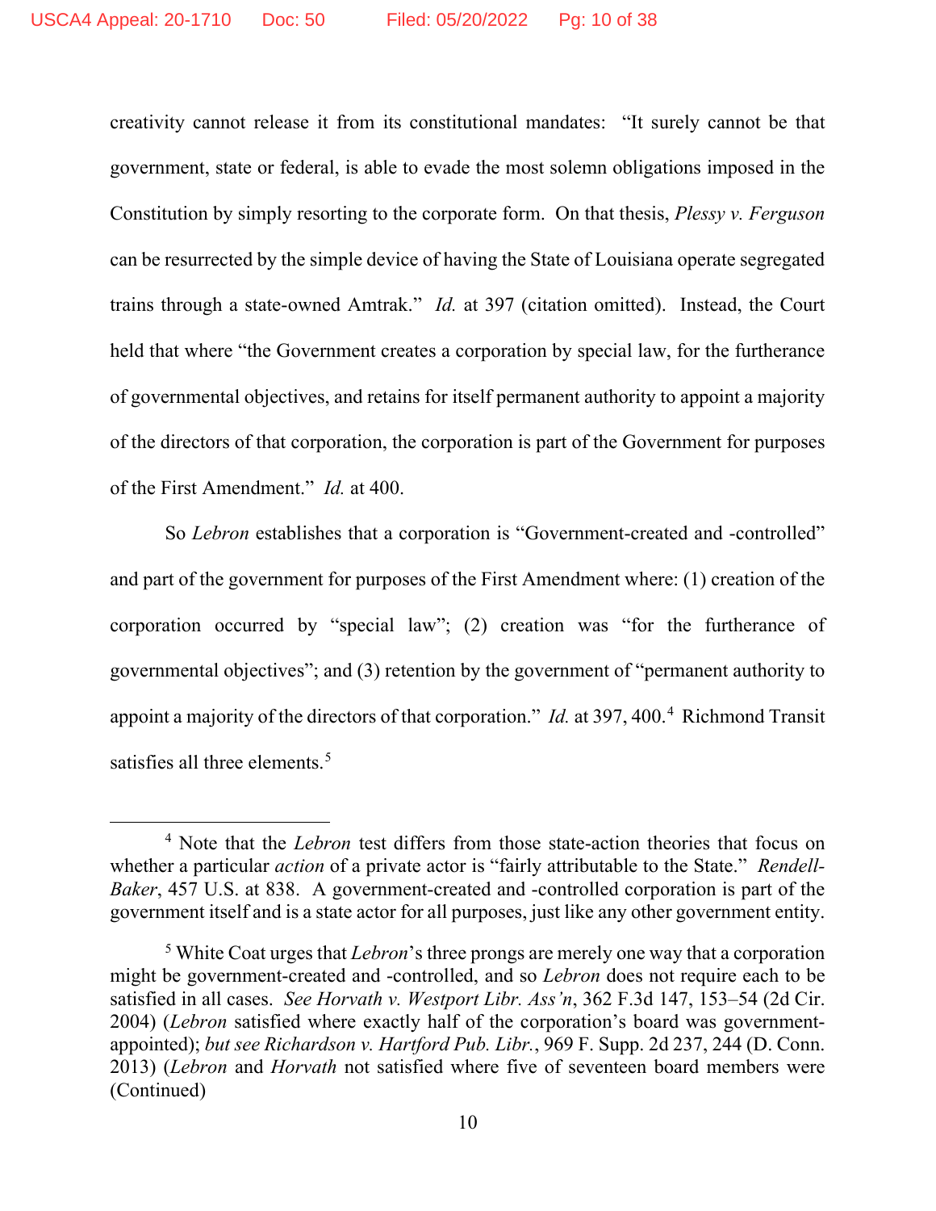creativity cannot release it from its constitutional mandates: "It surely cannot be that government, state or federal, is able to evade the most solemn obligations imposed in the Constitution by simply resorting to the corporate form. On that thesis, *Plessy v. Ferguson* can be resurrected by the simple device of having the State of Louisiana operate segregated trains through a state-owned Amtrak." *Id.* at 397 (citation omitted). Instead, the Court held that where "the Government creates a corporation by special law, for the furtherance of governmental objectives, and retains for itself permanent authority to appoint a majority of the directors of that corporation, the corporation is part of the Government for purposes of the First Amendment." *Id.* at 400.

So *Lebron* establishes that a corporation is "Government-created and -controlled" and part of the government for purposes of the First Amendment where: (1) creation of the corporation occurred by "special law"; (2) creation was "for the furtherance of governmental objectives"; and (3) retention by the government of "permanent authority to appoint a majority of the directors of that corporation." *Id.* at 397, 400.[4] Richmond Transit satisfies all three elements.[5]

---

[4] Note that the *Lebron* test differs from those state-action theories that focus on whether a particular *action* of a private actor is "fairly attributable to the State." *Rendell-Baker*, 457 U.S. at 838. A government-created and -controlled corporation is part of the government itself and is a state actor for all purposes, just like any other government entity.

[5] White Coat urges that *Lebron*'s three prongs are merely one way that a corporation might be government-created and -controlled, and so *Lebron* does not require each to be satisfied in all cases. *See Horvath v. Westport Libr. Ass'n*, 362 F.3d 147, 153–54 (2d Cir. 2004) (*Lebron* satisfied where exactly half of the corporation's board was government-appointed); *but see Richardson v. Hartford Pub. Libr.*, 969 F. Supp. 2d 237, 244 (D. Conn. 2013) (*Lebron* and *Horvath* not satisfied where five of seventeen board members were (Continued)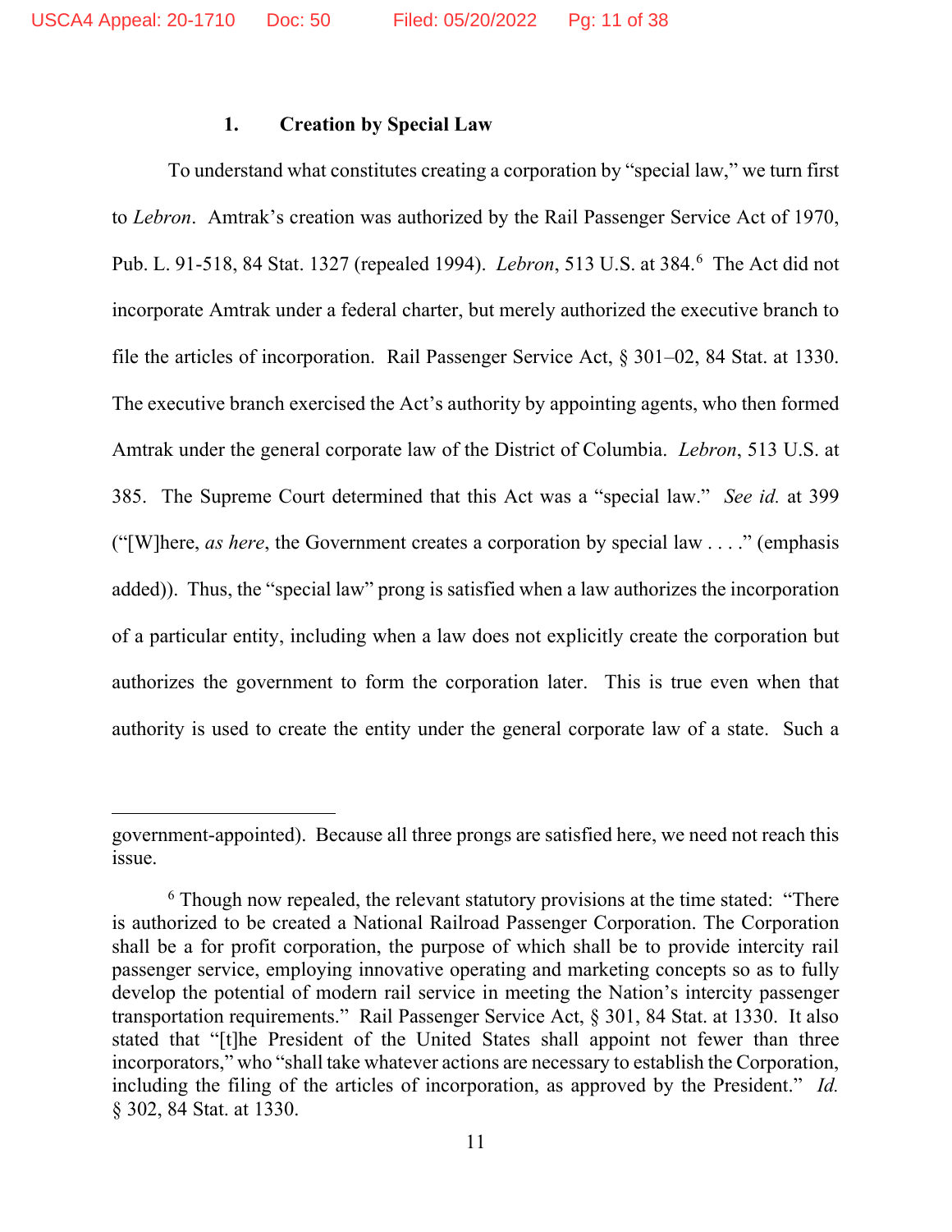### 1. Creation by Special Law

To understand what constitutes creating a corporation by "special law," we turn first to *Lebron*. Amtrak's creation was authorized by the Rail Passenger Service Act of 1970, Pub. L. 91-518, 84 Stat. 1327 (repealed 1994). *Lebron*, 513 U.S. at 384.[6] The Act did not incorporate Amtrak under a federal charter, but merely authorized the executive branch to file the articles of incorporation. Rail Passenger Service Act, § 301–02, 84 Stat. at 1330. The executive branch exercised the Act's authority by appointing agents, who then formed Amtrak under the general corporate law of the District of Columbia. *Lebron*, 513 U.S. at 385. The Supreme Court determined that this Act was a "special law." *See id.* at 399 ("[W]here, *as here*, the Government creates a corporation by special law . . . ." (emphasis added)). Thus, the "special law" prong is satisfied when a law authorizes the incorporation of a particular entity, including when a law does not explicitly create the corporation but authorizes the government to form the corporation later. This is true even when that authority is used to create the entity under the general corporate law of a state. Such a

---

government-appointed). Because all three prongs are satisfied here, we need not reach this issue.

[6] Though now repealed, the relevant statutory provisions at the time stated: "There is authorized to be created a National Railroad Passenger Corporation. The Corporation shall be a for profit corporation, the purpose of which shall be to provide intercity rail passenger service, employing innovative operating and marketing concepts so as to fully develop the potential of modern rail service in meeting the Nation's intercity passenger transportation requirements." Rail Passenger Service Act, § 301, 84 Stat. at 1330. It also stated that "[t]he President of the United States shall appoint not fewer than three incorporators," who "shall take whatever actions are necessary to establish the Corporation, including the filing of the articles of incorporation, as approved by the President." *Id.* § 302, 84 Stat. at 1330.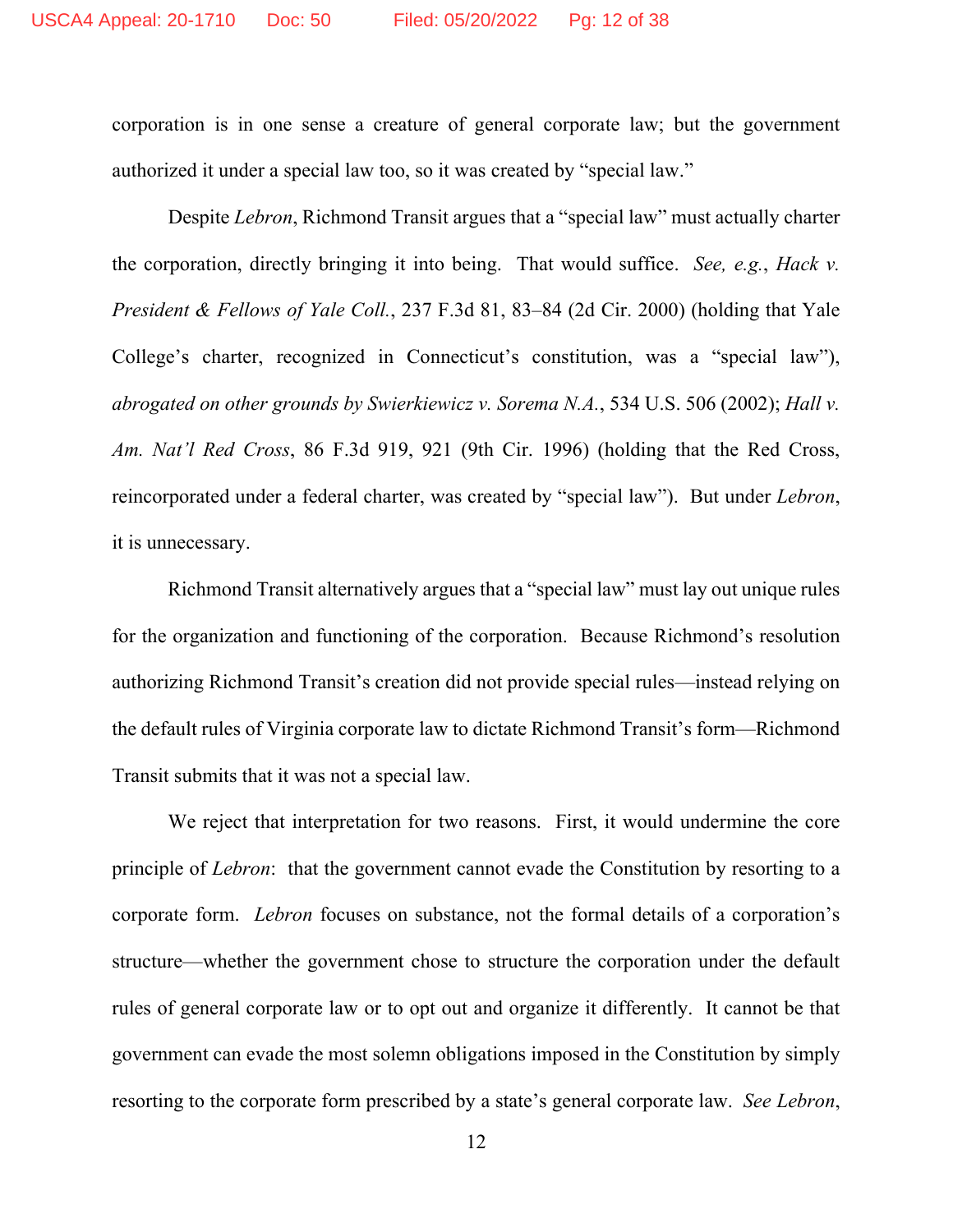corporation is in one sense a creature of general corporate law; but the government authorized it under a special law too, so it was created by "special law."

Despite *Lebron*, Richmond Transit argues that a "special law" must actually charter the corporation, directly bringing it into being. That would suffice. *See, e.g.*, *Hack v. President & Fellows of Yale Coll.*, 237 F.3d 81, 83–84 (2d Cir. 2000) (holding that Yale College's charter, recognized in Connecticut's constitution, was a "special law"), *abrogated on other grounds by Swierkiewicz v. Sorema N.A.*, 534 U.S. 506 (2002); *Hall v. Am. Nat'l Red Cross*, 86 F.3d 919, 921 (9th Cir. 1996) (holding that the Red Cross, reincorporated under a federal charter, was created by "special law"). But under *Lebron*, it is unnecessary.

Richmond Transit alternatively argues that a "special law" must lay out unique rules for the organization and functioning of the corporation. Because Richmond's resolution authorizing Richmond Transit's creation did not provide special rules—instead relying on the default rules of Virginia corporate law to dictate Richmond Transit's form—Richmond Transit submits that it was not a special law.

We reject that interpretation for two reasons. First, it would undermine the core principle of *Lebron*: that the government cannot evade the Constitution by resorting to a corporate form. *Lebron* focuses on substance, not the formal details of a corporation's structure—whether the government chose to structure the corporation under the default rules of general corporate law or to opt out and organize it differently. It cannot be that government can evade the most solemn obligations imposed in the Constitution by simply resorting to the corporate form prescribed by a state's general corporate law. *See Lebron*,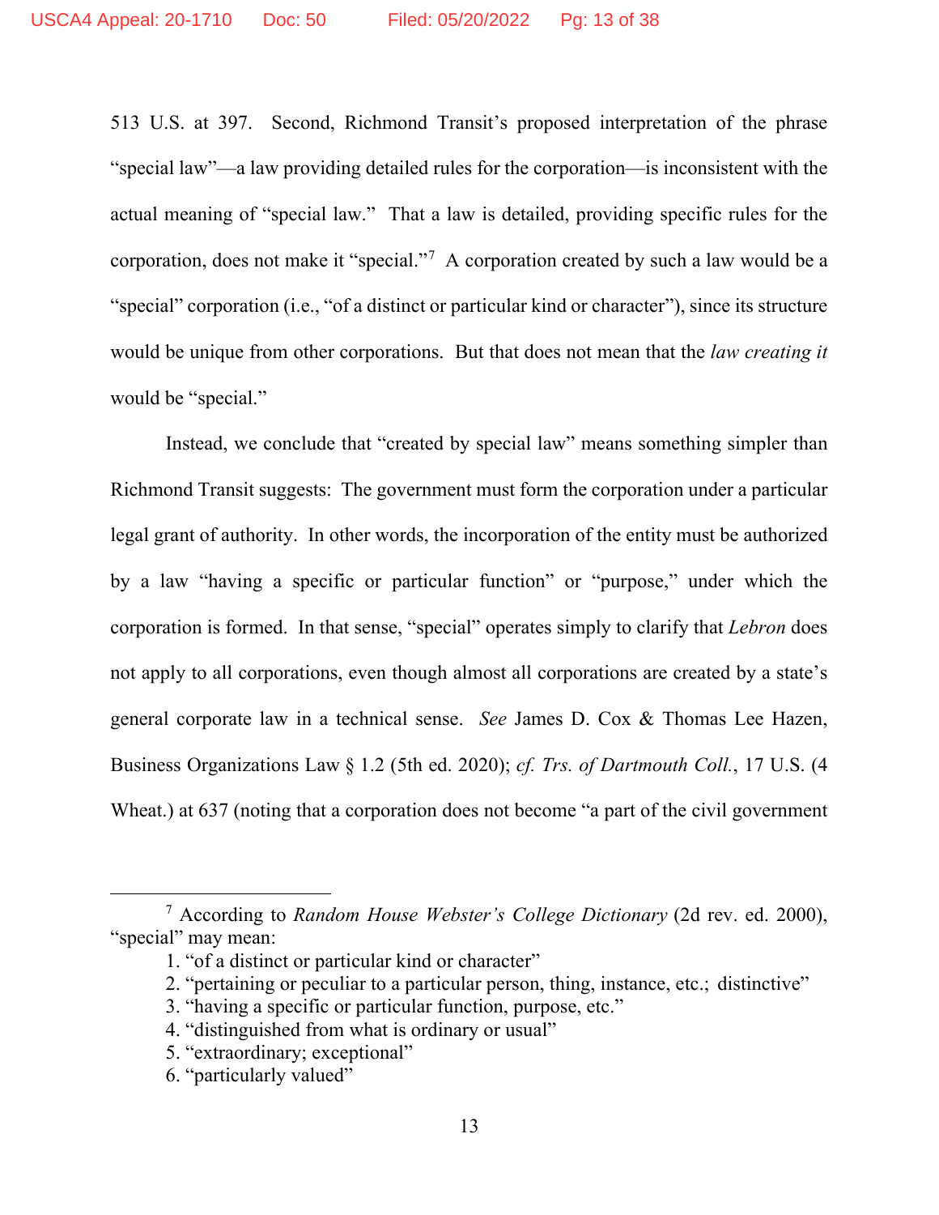513 U.S. at 397. Second, Richmond Transit's proposed interpretation of the phrase "special law"—a law providing detailed rules for the corporation—is inconsistent with the actual meaning of "special law." That a law is detailed, providing specific rules for the corporation, does not make it "special."[7] A corporation created by such a law would be a "special" corporation (i.e., "of a distinct or particular kind or character"), since its structure would be unique from other corporations. But that does not mean that the *law creating it* would be "special."

Instead, we conclude that "created by special law" means something simpler than Richmond Transit suggests: The government must form the corporation under a particular legal grant of authority. In other words, the incorporation of the entity must be authorized by a law "having a specific or particular function" or "purpose," under which the corporation is formed. In that sense, "special" operates simply to clarify that *Lebron* does not apply to all corporations, even though almost all corporations are created by a state's general corporate law in a technical sense. *See* James D. Cox & Thomas Lee Hazen, Business Organizations Law § 1.2 (5th ed. 2020); *cf. Trs. of Dartmouth Coll.*, 17 U.S. (4 Wheat.) at 637 (noting that a corporation does not become "a part of the civil government

---

[7] According to *Random House Webster's College Dictionary* (2d rev. ed. 2000), "special" may mean:

1. "of a distinct or particular kind or character"
2. "pertaining or peculiar to a particular person, thing, instance, etc.; distinctive"
3. "having a specific or particular function, purpose, etc."
4. "distinguished from what is ordinary or usual"
5. "extraordinary; exceptional"
6. "particularly valued"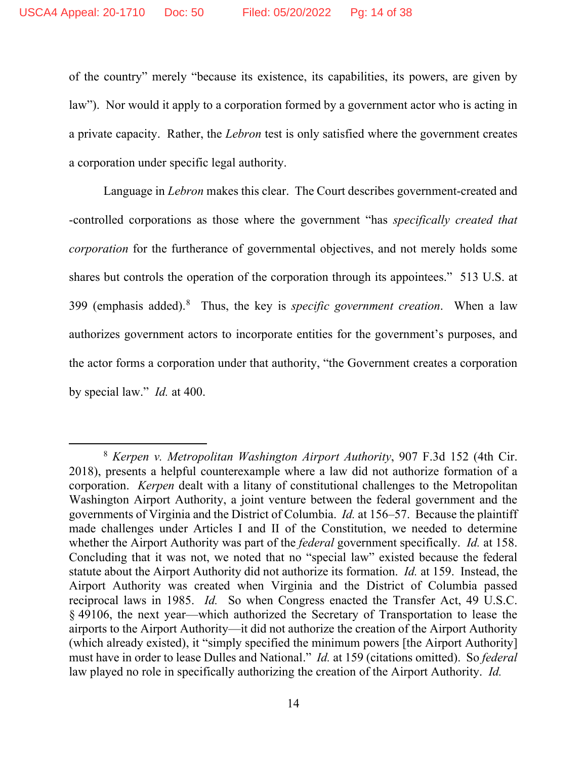of the country" merely "because its existence, its capabilities, its powers, are given by law"). Nor would it apply to a corporation formed by a government actor who is acting in a private capacity. Rather, the *Lebron* test is only satisfied where the government creates a corporation under specific legal authority.

Language in *Lebron* makes this clear. The Court describes government-created and -controlled corporations as those where the government "has *specifically created that corporation* for the furtherance of governmental objectives, and not merely holds some shares but controls the operation of the corporation through its appointees." 513 U.S. at 399 (emphasis added).[8] Thus, the key is *specific government creation*. When a law authorizes government actors to incorporate entities for the government's purposes, and the actor forms a corporation under that authority, "the Government creates a corporation by special law." *Id.* at 400.

---

[8] *Kerpen v. Metropolitan Washington Airport Authority*, 907 F.3d 152 (4th Cir. 2018), presents a helpful counterexample where a law did not authorize formation of a corporation. *Kerpen* dealt with a litany of constitutional challenges to the Metropolitan Washington Airport Authority, a joint venture between the federal government and the governments of Virginia and the District of Columbia. *Id.* at 156–57. Because the plaintiff made challenges under Articles I and II of the Constitution, we needed to determine whether the Airport Authority was part of the *federal* government specifically. *Id.* at 158. Concluding that it was not, we noted that no "special law" existed because the federal statute about the Airport Authority did not authorize its formation. *Id.* at 159. Instead, the Airport Authority was created when Virginia and the District of Columbia passed reciprocal laws in 1985. *Id.* So when Congress enacted the Transfer Act, 49 U.S.C. § 49106, the next year—which authorized the Secretary of Transportation to lease the airports to the Airport Authority—it did not authorize the creation of the Airport Authority (which already existed), it "simply specified the minimum powers [the Airport Authority] must have in order to lease Dulles and National." *Id.* at 159 (citations omitted). So *federal* law played no role in specifically authorizing the creation of the Airport Authority. *Id.*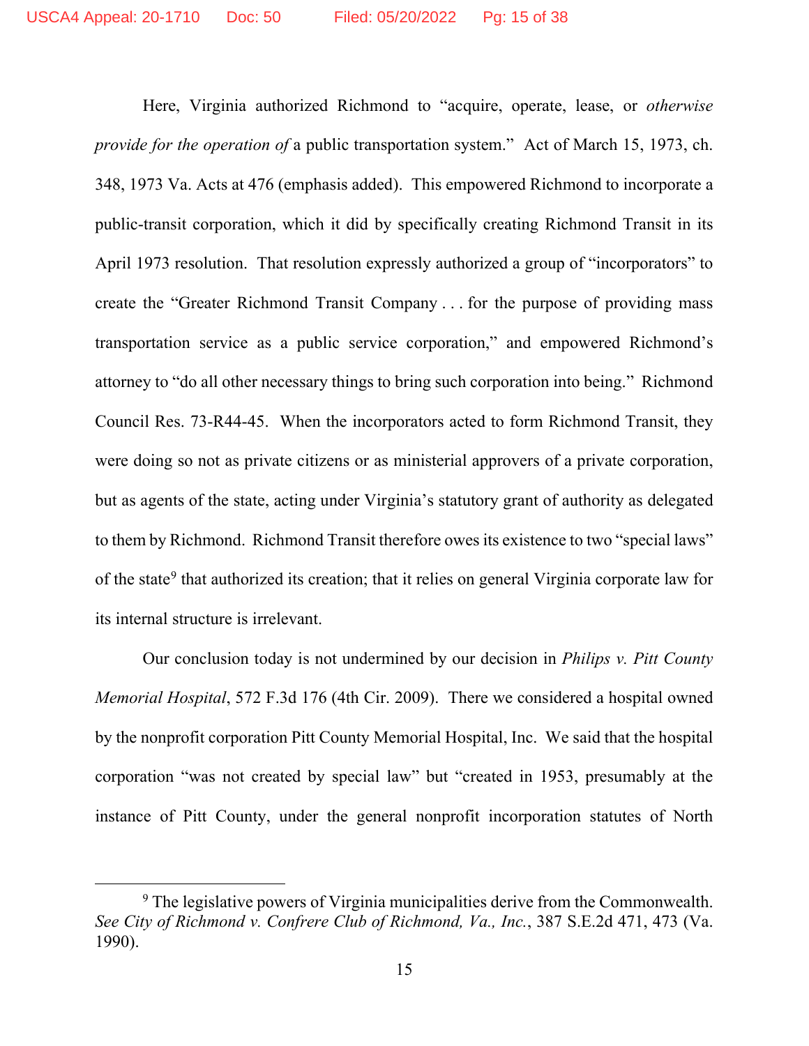Here, Virginia authorized Richmond to "acquire, operate, lease, or *otherwise provide for the operation of* a public transportation system." Act of March 15, 1973, ch. 348, 1973 Va. Acts at 476 (emphasis added). This empowered Richmond to incorporate a public-transit corporation, which it did by specifically creating Richmond Transit in its April 1973 resolution. That resolution expressly authorized a group of "incorporators" to create the "Greater Richmond Transit Company . . . for the purpose of providing mass transportation service as a public service corporation," and empowered Richmond's attorney to "do all other necessary things to bring such corporation into being." Richmond Council Res. 73-R44-45. When the incorporators acted to form Richmond Transit, they were doing so not as private citizens or as ministerial approvers of a private corporation, but as agents of the state, acting under Virginia's statutory grant of authority as delegated to them by Richmond. Richmond Transit therefore owes its existence to two "special laws" of the state[9] that authorized its creation; that it relies on general Virginia corporate law for its internal structure is irrelevant.

Our conclusion today is not undermined by our decision in *Philips v. Pitt County Memorial Hospital*, 572 F.3d 176 (4th Cir. 2009). There we considered a hospital owned by the nonprofit corporation Pitt County Memorial Hospital, Inc. We said that the hospital corporation "was not created by special law" but "created in 1953, presumably at the instance of Pitt County, under the general nonprofit incorporation statutes of North

---

[9] The legislative powers of Virginia municipalities derive from the Commonwealth. *See City of Richmond v. Confrere Club of Richmond, Va., Inc.*, 387 S.E.2d 471, 473 (Va. 1990).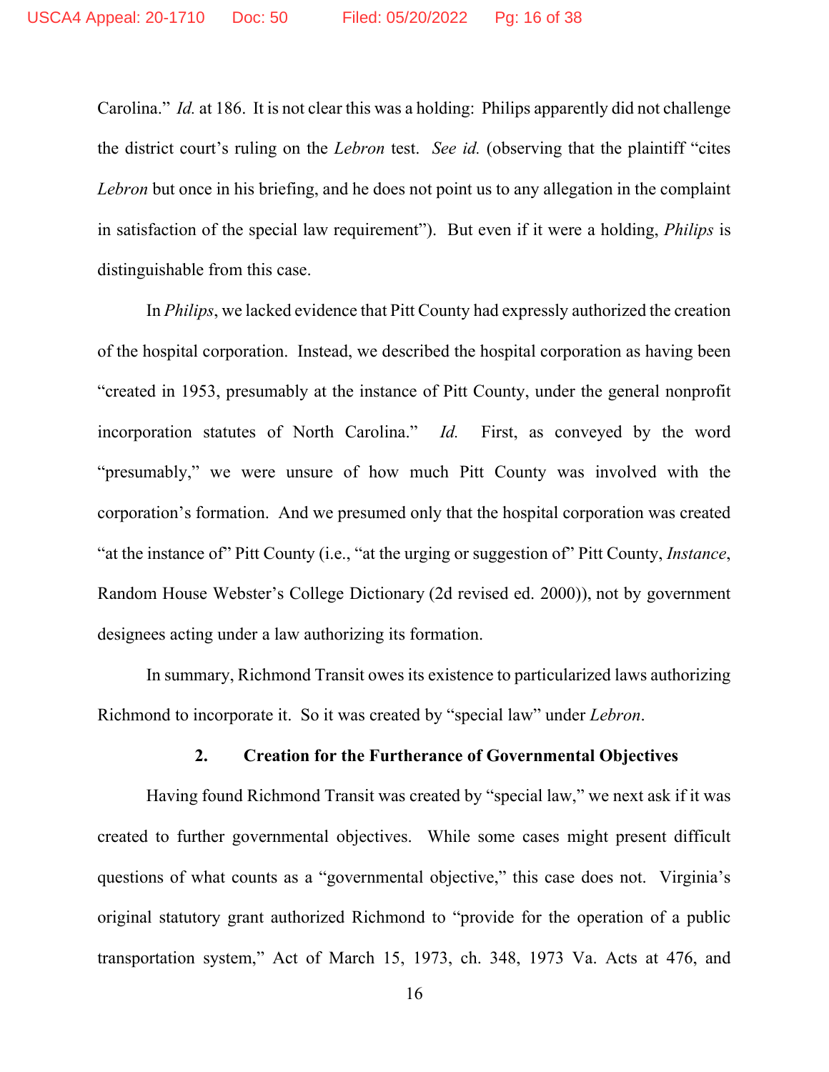Carolina." *Id.* at 186. It is not clear this was a holding: Philips apparently did not challenge the district court's ruling on the *Lebron* test. *See id.* (observing that the plaintiff "cites *Lebron* but once in his briefing, and he does not point us to any allegation in the complaint in satisfaction of the special law requirement"). But even if it were a holding, *Philips* is distinguishable from this case.

In *Philips*, we lacked evidence that Pitt County had expressly authorized the creation of the hospital corporation. Instead, we described the hospital corporation as having been "created in 1953, presumably at the instance of Pitt County, under the general nonprofit incorporation statutes of North Carolina." *Id.* First, as conveyed by the word "presumably," we were unsure of how much Pitt County was involved with the corporation's formation. And we presumed only that the hospital corporation was created "at the instance of" Pitt County (i.e., "at the urging or suggestion of" Pitt County, *Instance*, Random House Webster's College Dictionary (2d revised ed. 2000)), not by government designees acting under a law authorizing its formation.

In summary, Richmond Transit owes its existence to particularized laws authorizing Richmond to incorporate it. So it was created by "special law" under *Lebron*.

### 2. Creation for the Furtherance of Governmental Objectives

Having found Richmond Transit was created by "special law," we next ask if it was created to further governmental objectives. While some cases might present difficult questions of what counts as a "governmental objective," this case does not. Virginia's original statutory grant authorized Richmond to "provide for the operation of a public transportation system," Act of March 15, 1973, ch. 348, 1973 Va. Acts at 476, and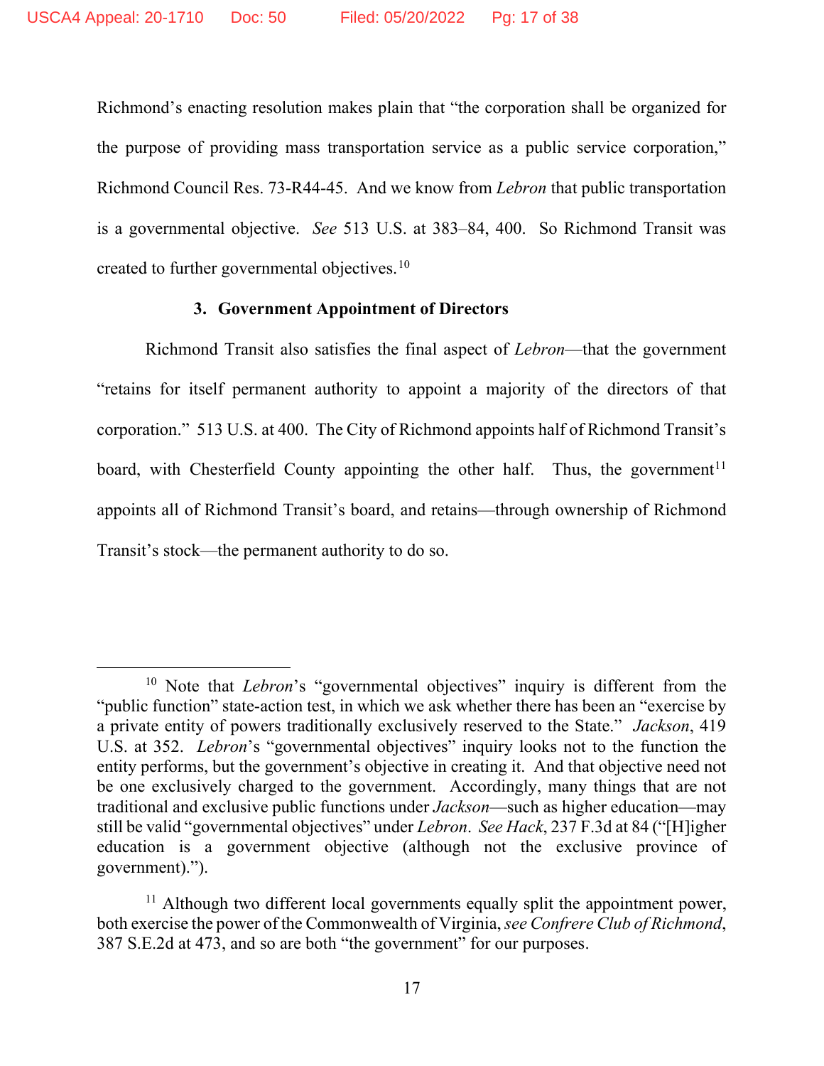Richmond's enacting resolution makes plain that "the corporation shall be organized for the purpose of providing mass transportation service as a public service corporation," Richmond Council Res. 73-R44-45. And we know from *Lebron* that public transportation is a governmental objective. *See* 513 U.S. at 383–84, 400. So Richmond Transit was created to further governmental objectives.[10]

### 3. Government Appointment of Directors

Richmond Transit also satisfies the final aspect of *Lebron*—that the government "retains for itself permanent authority to appoint a majority of the directors of that corporation." 513 U.S. at 400. The City of Richmond appoints half of Richmond Transit's board, with Chesterfield County appointing the other half. Thus, the government[11] appoints all of Richmond Transit's board, and retains—through ownership of Richmond Transit's stock—the permanent authority to do so.

---

[10] Note that *Lebron*'s "governmental objectives" inquiry is different from the "public function" state-action test, in which we ask whether there has been an "exercise by a private entity of powers traditionally exclusively reserved to the State." *Jackson*, 419 U.S. at 352. *Lebron*'s "governmental objectives" inquiry looks not to the function the entity performs, but the government's objective in creating it. And that objective need not be one exclusively charged to the government. Accordingly, many things that are not traditional and exclusive public functions under *Jackson*—such as higher education—may still be valid "governmental objectives" under *Lebron*. *See Hack*, 237 F.3d at 84 ("[H]igher education is a government objective (although not the exclusive province of government).").

[11] Although two different local governments equally split the appointment power, both exercise the power of the Commonwealth of Virginia, *see Confrere Club of Richmond*, 387 S.E.2d at 473, and so are both "the government" for our purposes.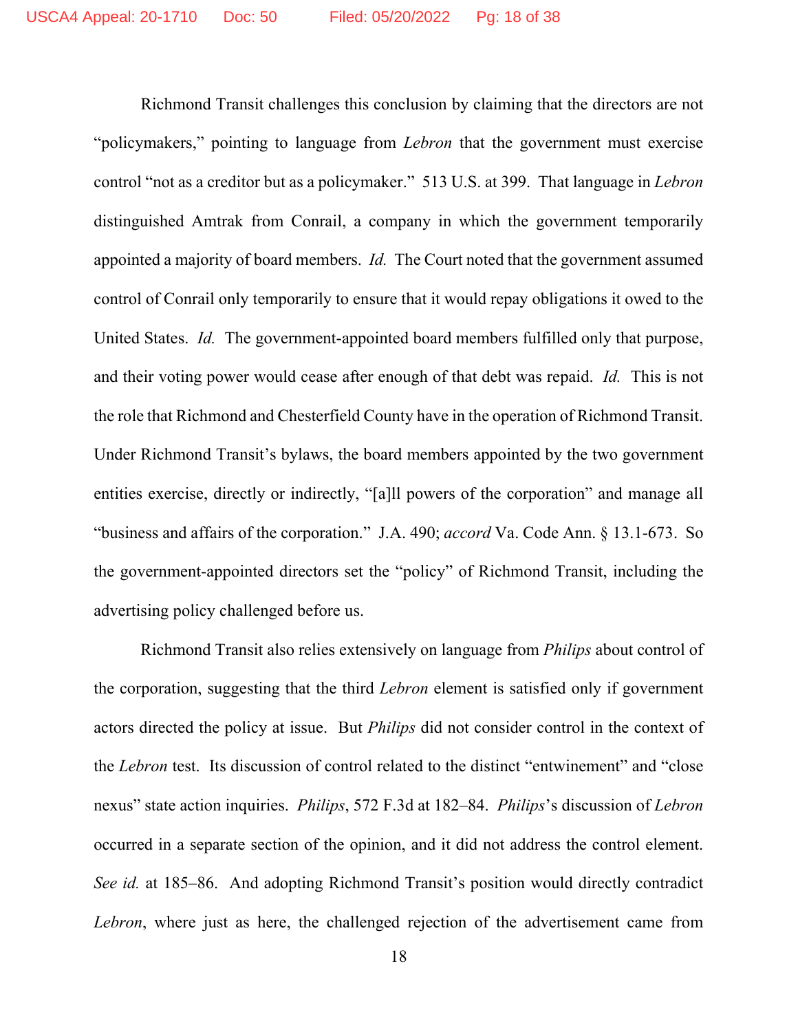Richmond Transit challenges this conclusion by claiming that the directors are not "policymakers," pointing to language from *Lebron* that the government must exercise control "not as a creditor but as a policymaker." 513 U.S. at 399. That language in *Lebron* distinguished Amtrak from Conrail, a company in which the government temporarily appointed a majority of board members. *Id.* The Court noted that the government assumed control of Conrail only temporarily to ensure that it would repay obligations it owed to the United States. *Id.* The government-appointed board members fulfilled only that purpose, and their voting power would cease after enough of that debt was repaid. *Id.* This is not the role that Richmond and Chesterfield County have in the operation of Richmond Transit. Under Richmond Transit's bylaws, the board members appointed by the two government entities exercise, directly or indirectly, "[a]ll powers of the corporation" and manage all "business and affairs of the corporation." J.A. 490; *accord* Va. Code Ann. § 13.1-673. So the government-appointed directors set the "policy" of Richmond Transit, including the advertising policy challenged before us.

Richmond Transit also relies extensively on language from *Philips* about control of the corporation, suggesting that the third *Lebron* element is satisfied only if government actors directed the policy at issue. But *Philips* did not consider control in the context of the *Lebron* test. Its discussion of control related to the distinct "entwinement" and "close nexus" state action inquiries. *Philips*, 572 F.3d at 182–84. *Philips*'s discussion of *Lebron* occurred in a separate section of the opinion, and it did not address the control element. *See id.* at 185–86. And adopting Richmond Transit's position would directly contradict *Lebron*, where just as here, the challenged rejection of the advertisement came from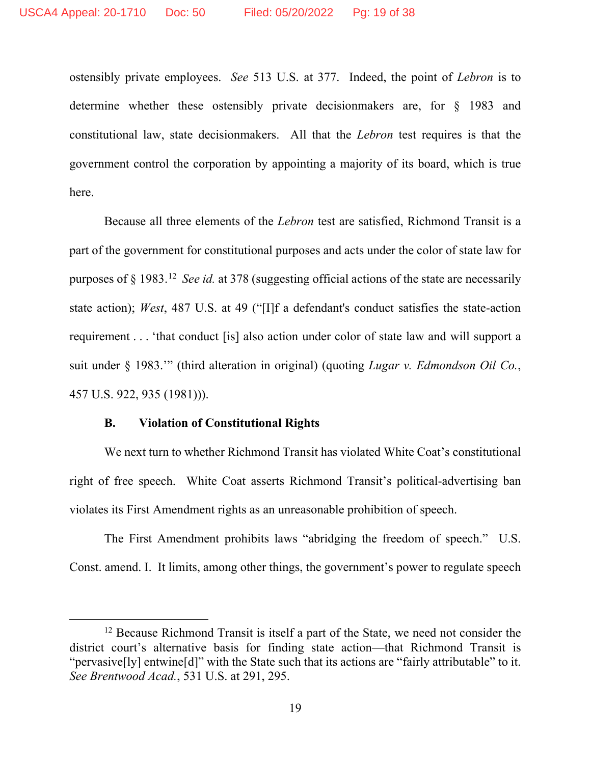ostensibly private employees. *See* 513 U.S. at 377. Indeed, the point of *Lebron* is to determine whether these ostensibly private decisionmakers are, for § 1983 and constitutional law, state decisionmakers. All that the *Lebron* test requires is that the government control the corporation by appointing a majority of its board, which is true here.

Because all three elements of the *Lebron* test are satisfied, Richmond Transit is a part of the government for constitutional purposes and acts under the color of state law for purposes of § 1983.[12] *See id.* at 378 (suggesting official actions of the state are necessarily state action); *West*, 487 U.S. at 49 ("[I]f a defendant's conduct satisfies the state-action requirement . . . 'that conduct [is] also action under color of state law and will support a suit under § 1983.'" (third alteration in original) (quoting *Lugar v. Edmondson Oil Co.*, 457 U.S. 922, 935 (1981))).

### B. Violation of Constitutional Rights

We next turn to whether Richmond Transit has violated White Coat's constitutional right of free speech. White Coat asserts Richmond Transit's political-advertising ban violates its First Amendment rights as an unreasonable prohibition of speech.

The First Amendment prohibits laws "abridging the freedom of speech." U.S. Const. amend. I. It limits, among other things, the government's power to regulate speech

---

[12] Because Richmond Transit is itself a part of the State, we need not consider the district court's alternative basis for finding state action—that Richmond Transit is "pervasive[ly] entwine[d]" with the State such that its actions are "fairly attributable" to it. *See Brentwood Acad.*, 531 U.S. at 291, 295.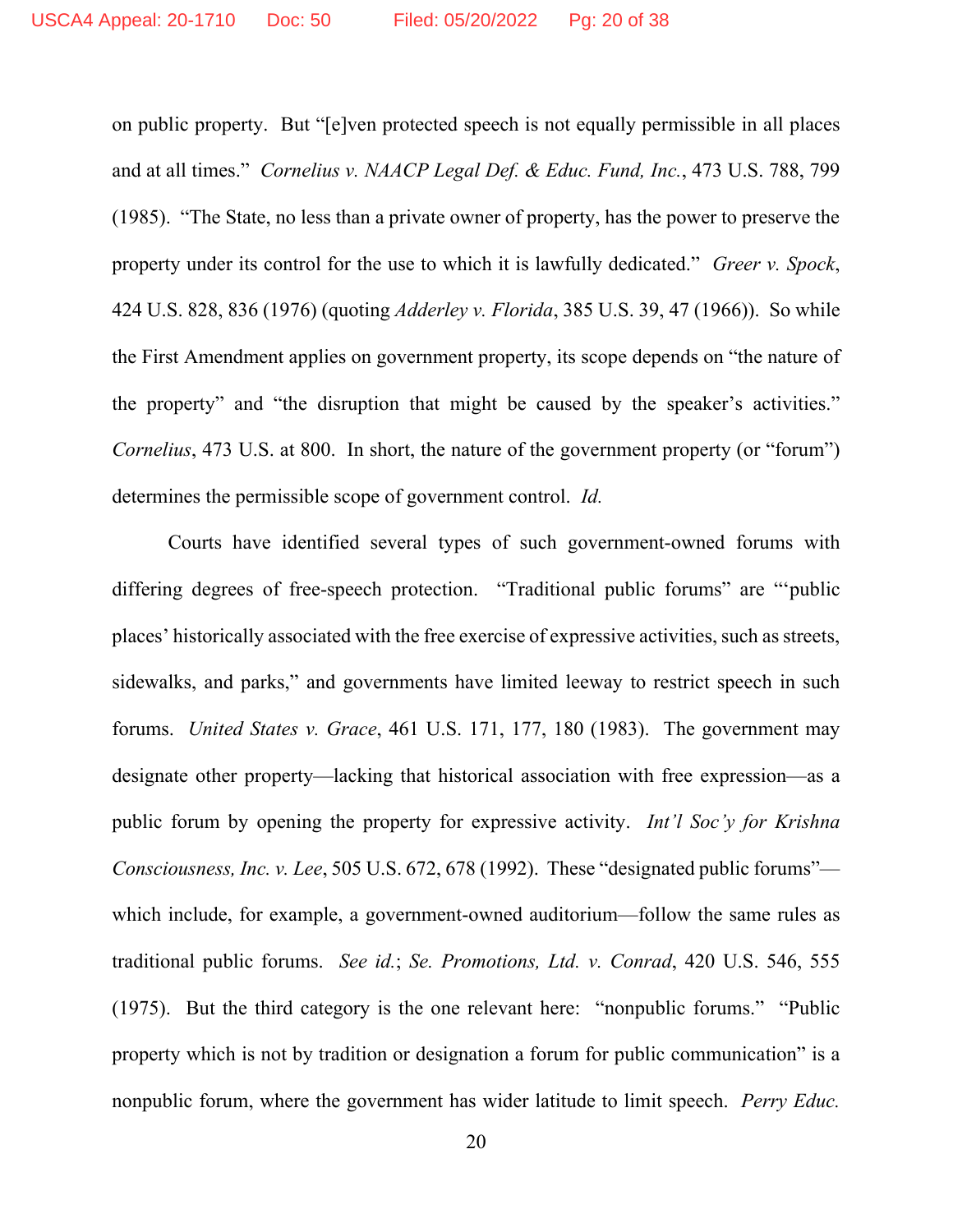on public property. But "[e]ven protected speech is not equally permissible in all places and at all times." *Cornelius v. NAACP Legal Def. & Educ. Fund, Inc.*, 473 U.S. 788, 799 (1985). "The State, no less than a private owner of property, has the power to preserve the property under its control for the use to which it is lawfully dedicated." *Greer v. Spock*, 424 U.S. 828, 836 (1976) (quoting *Adderley v. Florida*, 385 U.S. 39, 47 (1966)). So while the First Amendment applies on government property, its scope depends on "the nature of the property" and "the disruption that might be caused by the speaker's activities." *Cornelius*, 473 U.S. at 800. In short, the nature of the government property (or "forum") determines the permissible scope of government control. *Id.*

Courts have identified several types of such government-owned forums with differing degrees of free-speech protection. "Traditional public forums" are "'public places' historically associated with the free exercise of expressive activities, such as streets, sidewalks, and parks," and governments have limited leeway to restrict speech in such forums. *United States v. Grace*, 461 U.S. 171, 177, 180 (1983). The government may designate other property—lacking that historical association with free expression—as a public forum by opening the property for expressive activity. *Int'l Soc'y for Krishna Consciousness, Inc. v. Lee*, 505 U.S. 672, 678 (1992). These "designated public forums"—which include, for example, a government-owned auditorium—follow the same rules as traditional public forums. *See id.*; *Se. Promotions, Ltd. v. Conrad*, 420 U.S. 546, 555 (1975). But the third category is the one relevant here: "nonpublic forums." "Public property which is not by tradition or designation a forum for public communication" is a nonpublic forum, where the government has wider latitude to limit speech. *Perry Educ.*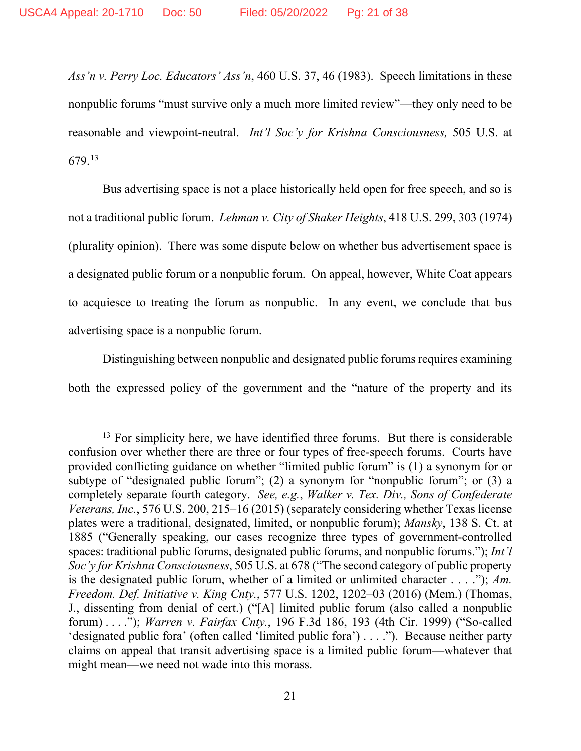*Ass'n v. Perry Loc. Educators' Ass'n*, 460 U.S. 37, 46 (1983). Speech limitations in these nonpublic forums "must survive only a much more limited review"—they only need to be reasonable and viewpoint-neutral. *Int'l Soc'y for Krishna Consciousness,* 505 U.S. at 679.[13]

Bus advertising space is not a place historically held open for free speech, and so is not a traditional public forum. *Lehman v. City of Shaker Heights*, 418 U.S. 299, 303 (1974) (plurality opinion). There was some dispute below on whether bus advertisement space is a designated public forum or a nonpublic forum. On appeal, however, White Coat appears to acquiesce to treating the forum as nonpublic. In any event, we conclude that bus advertising space is a nonpublic forum.

Distinguishing between nonpublic and designated public forums requires examining both the expressed policy of the government and the "nature of the property and its

---

[13] For simplicity here, we have identified three forums. But there is considerable confusion over whether there are three or four types of free-speech forums. Courts have provided conflicting guidance on whether "limited public forum" is (1) a synonym for or subtype of "designated public forum"; (2) a synonym for "nonpublic forum"; or (3) a completely separate fourth category. *See, e.g.*, *Walker v. Tex. Div., Sons of Confederate Veterans, Inc.*, 576 U.S. 200, 215–16 (2015) (separately considering whether Texas license plates were a traditional, designated, limited, or nonpublic forum); *Mansky*, 138 S. Ct. at 1885 ("Generally speaking, our cases recognize three types of government-controlled spaces: traditional public forums, designated public forums, and nonpublic forums."); *Int'l Soc'y for Krishna Consciousness*, 505 U.S. at 678 ("The second category of public property is the designated public forum, whether of a limited or unlimited character . . . ."); *Am. Freedom. Def. Initiative v. King Cnty.*, 577 U.S. 1202, 1202–03 (2016) (Mem.) (Thomas, J., dissenting from denial of cert.) ("[A] limited public forum (also called a nonpublic forum) . . . ."); *Warren v. Fairfax Cnty.*, 196 F.3d 186, 193 (4th Cir. 1999) ("So-called 'designated public fora' (often called 'limited public fora') . . . ."). Because neither party claims on appeal that transit advertising space is a limited public forum—whatever that might mean—we need not wade into this morass.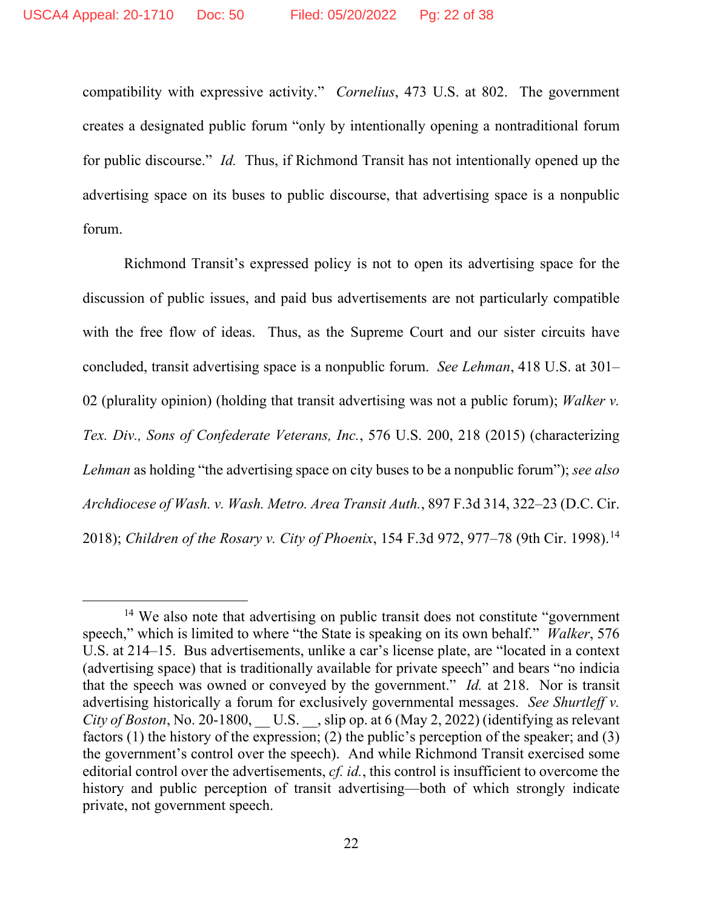compatibility with expressive activity." *Cornelius*, 473 U.S. at 802. The government creates a designated public forum "only by intentionally opening a nontraditional forum for public discourse." *Id.* Thus, if Richmond Transit has not intentionally opened up the advertising space on its buses to public discourse, that advertising space is a nonpublic forum.

Richmond Transit's expressed policy is not to open its advertising space for the discussion of public issues, and paid bus advertisements are not particularly compatible with the free flow of ideas. Thus, as the Supreme Court and our sister circuits have concluded, transit advertising space is a nonpublic forum. *See Lehman*, 418 U.S. at 301–02 (plurality opinion) (holding that transit advertising was not a public forum); *Walker v. Tex. Div., Sons of Confederate Veterans, Inc.*, 576 U.S. 200, 218 (2015) (characterizing *Lehman* as holding "the advertising space on city buses to be a nonpublic forum"); *see also Archdiocese of Wash. v. Wash. Metro. Area Transit Auth.*, 897 F.3d 314, 322–23 (D.C. Cir. 2018); *Children of the Rosary v. City of Phoenix*, 154 F.3d 972, 977–78 (9th Cir. 1998).[14]

---

[14] We also note that advertising on public transit does not constitute "government speech," which is limited to where "the State is speaking on its own behalf." *Walker*, 576 U.S. at 214–15. Bus advertisements, unlike a car's license plate, are "located in a context (advertising space) that is traditionally available for private speech" and bears "no indicia that the speech was owned or conveyed by the government." *Id.* at 218. Nor is transit advertising historically a forum for exclusively governmental messages. *See Shurtleff v. City of Boston*, No. 20-1800, __ U.S. __, slip op. at 6 (May 2, 2022) (identifying as relevant factors (1) the history of the expression; (2) the public's perception of the speaker; and (3) the government's control over the speech). And while Richmond Transit exercised some editorial control over the advertisements, *cf. id.*, this control is insufficient to overcome the history and public perception of transit advertising—both of which strongly indicate private, not government speech.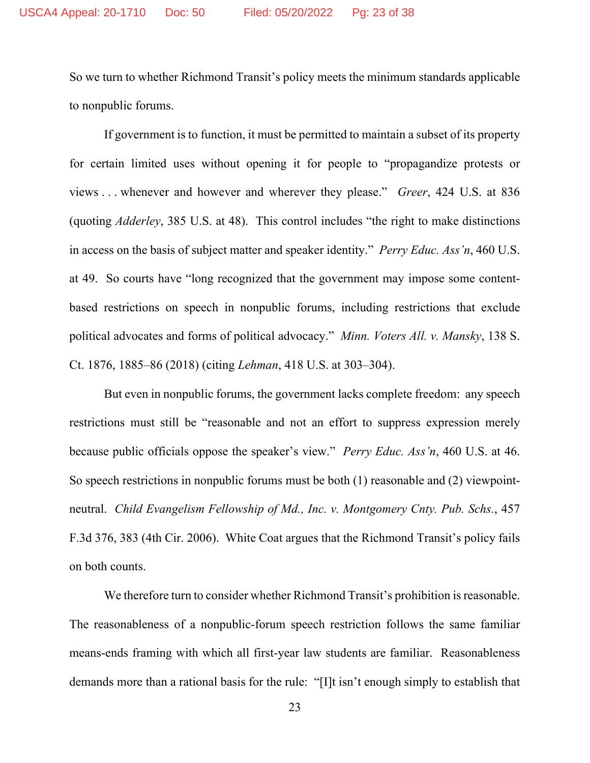So we turn to whether Richmond Transit's policy meets the minimum standards applicable to nonpublic forums.

If government is to function, it must be permitted to maintain a subset of its property for certain limited uses without opening it for people to "propagandize protests or views . . . whenever and however and wherever they please." *Greer*, 424 U.S. at 836 (quoting *Adderley*, 385 U.S. at 48). This control includes "the right to make distinctions in access on the basis of subject matter and speaker identity." *Perry Educ. Ass'n*, 460 U.S. at 49. So courts have "long recognized that the government may impose some content-based restrictions on speech in nonpublic forums, including restrictions that exclude political advocates and forms of political advocacy." *Minn. Voters All. v. Mansky*, 138 S. Ct. 1876, 1885–86 (2018) (citing *Lehman*, 418 U.S. at 303–304).

But even in nonpublic forums, the government lacks complete freedom: any speech restrictions must still be "reasonable and not an effort to suppress expression merely because public officials oppose the speaker's view." *Perry Educ. Ass'n*, 460 U.S. at 46. So speech restrictions in nonpublic forums must be both (1) reasonable and (2) viewpoint-neutral. *Child Evangelism Fellowship of Md., Inc. v. Montgomery Cnty. Pub. Schs.*, 457 F.3d 376, 383 (4th Cir. 2006). White Coat argues that the Richmond Transit's policy fails on both counts.

We therefore turn to consider whether Richmond Transit's prohibition is reasonable. The reasonableness of a nonpublic-forum speech restriction follows the same familiar means-ends framing with which all first-year law students are familiar. Reasonableness demands more than a rational basis for the rule: "[I]t isn't enough simply to establish that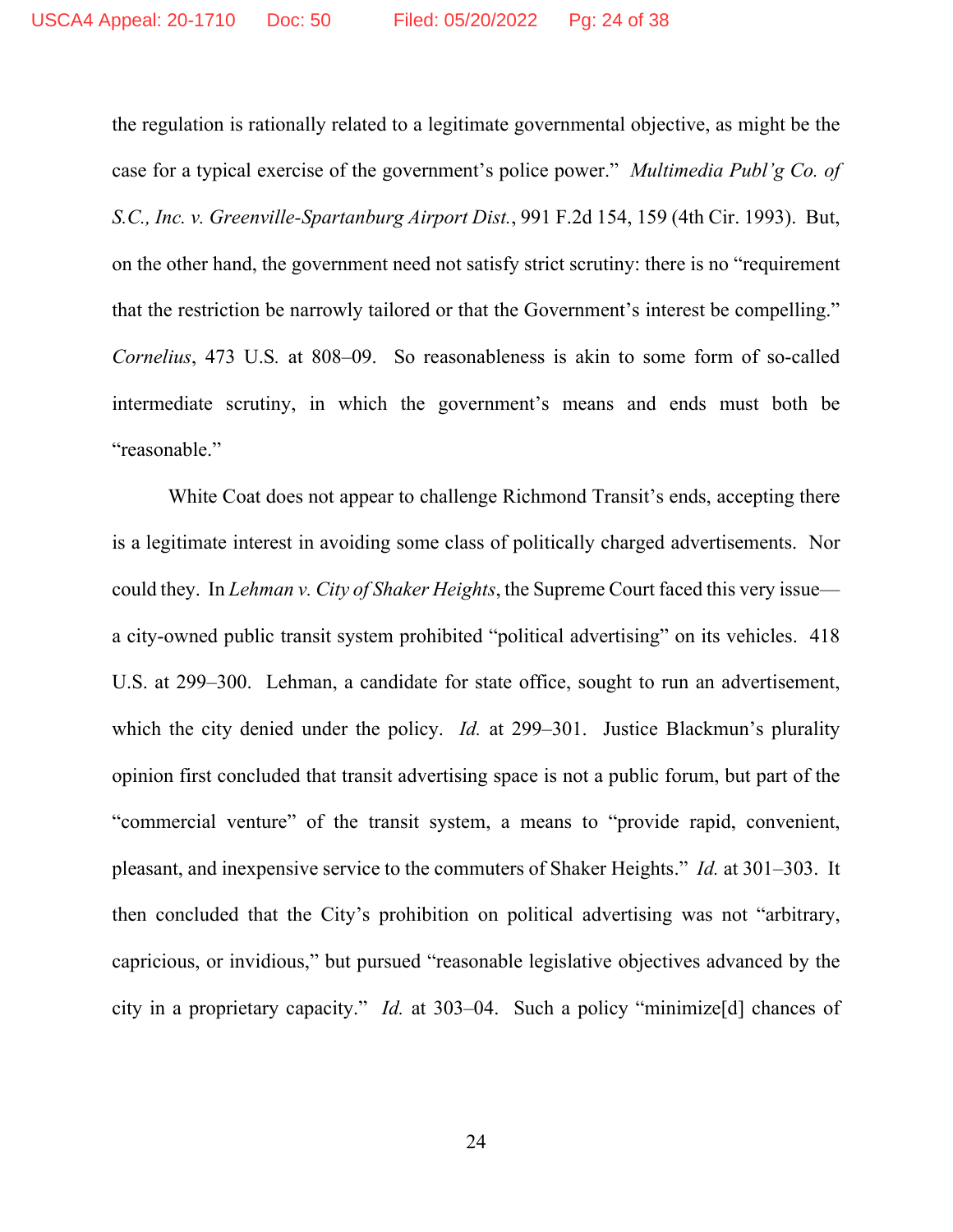the regulation is rationally related to a legitimate governmental objective, as might be the case for a typical exercise of the government's police power." *Multimedia Publ'g Co. of S.C., Inc. v. Greenville-Spartanburg Airport Dist.*, 991 F.2d 154, 159 (4th Cir. 1993). But, on the other hand, the government need not satisfy strict scrutiny: there is no "requirement that the restriction be narrowly tailored or that the Government's interest be compelling." *Cornelius*, 473 U.S. at 808–09. So reasonableness is akin to some form of so-called intermediate scrutiny, in which the government's means and ends must both be "reasonable."

White Coat does not appear to challenge Richmond Transit's ends, accepting there is a legitimate interest in avoiding some class of politically charged advertisements. Nor could they. In *Lehman v. City of Shaker Heights*, the Supreme Court faced this very issue—a city-owned public transit system prohibited "political advertising" on its vehicles. 418 U.S. at 299–300. Lehman, a candidate for state office, sought to run an advertisement, which the city denied under the policy. *Id.* at 299–301. Justice Blackmun's plurality opinion first concluded that transit advertising space is not a public forum, but part of the "commercial venture" of the transit system, a means to "provide rapid, convenient, pleasant, and inexpensive service to the commuters of Shaker Heights." *Id.* at 301–303. It then concluded that the City's prohibition on political advertising was not "arbitrary, capricious, or invidious," but pursued "reasonable legislative objectives advanced by the city in a proprietary capacity." *Id.* at 303–04. Such a policy "minimize[d] chances of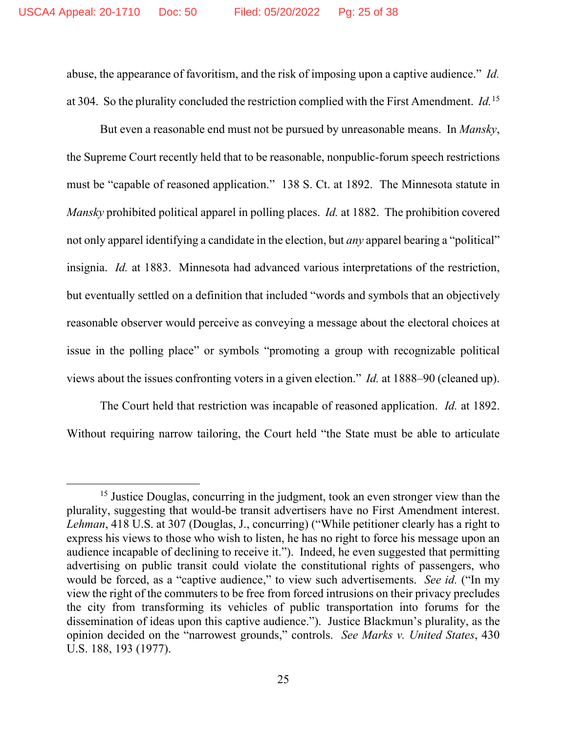abuse, the appearance of favoritism, and the risk of imposing upon a captive audience." *Id.* at 304. So the plurality concluded the restriction complied with the First Amendment. *Id.*[15]

But even a reasonable end must not be pursued by unreasonable means. In *Mansky*, the Supreme Court recently held that to be reasonable, nonpublic-forum speech restrictions must be "capable of reasoned application." 138 S. Ct. at 1892. The Minnesota statute in *Mansky* prohibited political apparel in polling places. *Id.* at 1882. The prohibition covered not only apparel identifying a candidate in the election, but *any* apparel bearing a "political" insignia. *Id.* at 1883. Minnesota had advanced various interpretations of the restriction, but eventually settled on a definition that included "words and symbols that an objectively reasonable observer would perceive as conveying a message about the electoral choices at issue in the polling place" or symbols "promoting a group with recognizable political views about the issues confronting voters in a given election." *Id.* at 1888–90 (cleaned up).

The Court held that restriction was incapable of reasoned application. *Id.* at 1892. Without requiring narrow tailoring, the Court held "the State must be able to articulate

---

[15] Justice Douglas, concurring in the judgment, took an even stronger view than the plurality, suggesting that would-be transit advertisers have no First Amendment interest. *Lehman*, 418 U.S. at 307 (Douglas, J., concurring) ("While petitioner clearly has a right to express his views to those who wish to listen, he has no right to force his message upon an audience incapable of declining to receive it."). Indeed, he even suggested that permitting advertising on public transit could violate the constitutional rights of passengers, who would be forced, as a "captive audience," to view such advertisements. *See id.* ("In my view the right of the commuters to be free from forced intrusions on their privacy precludes the city from transforming its vehicles of public transportation into forums for the dissemination of ideas upon this captive audience."). Justice Blackmun's plurality, as the opinion decided on the "narrowest grounds," controls. *See Marks v. United States*, 430 U.S. 188, 193 (1977).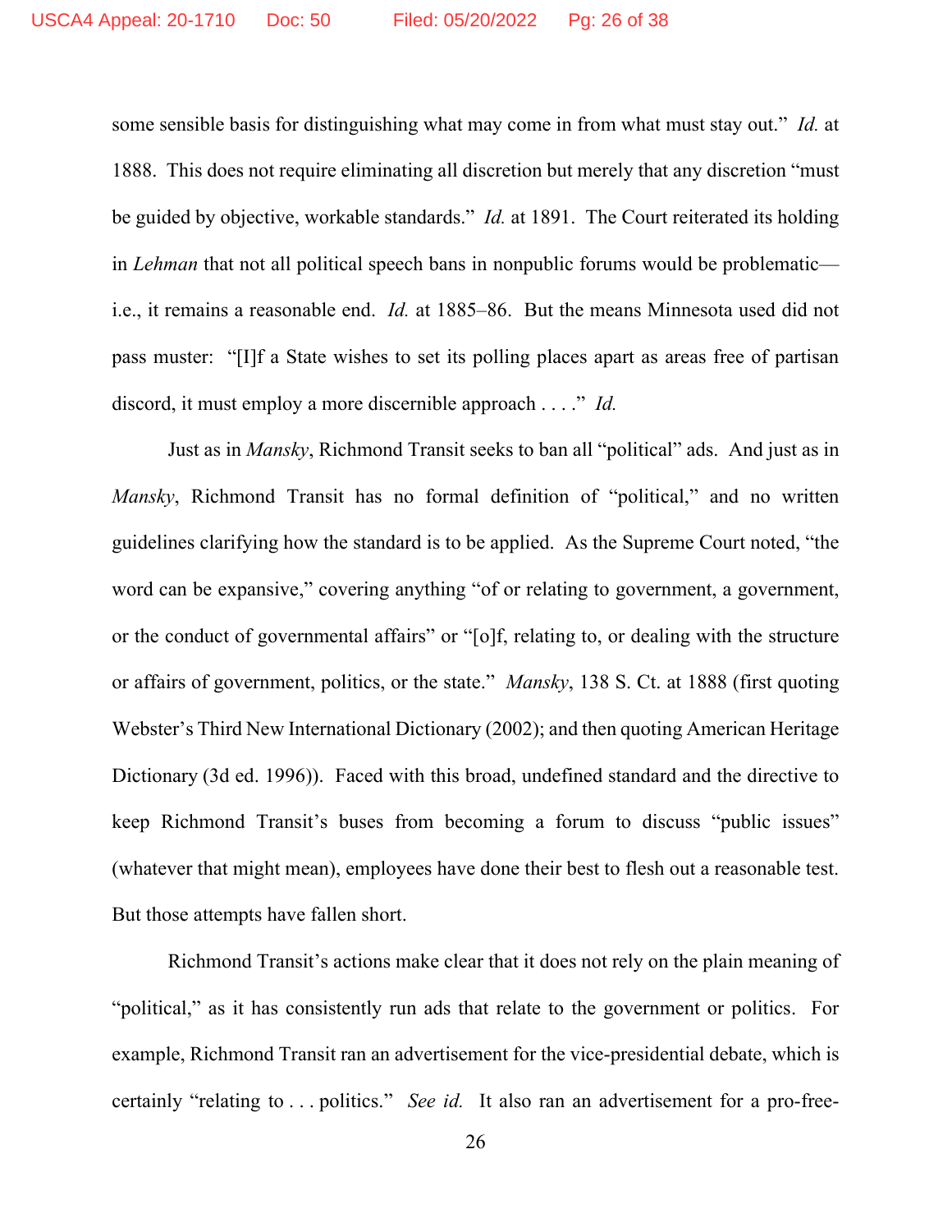some sensible basis for distinguishing what may come in from what must stay out." *Id.* at 1888. This does not require eliminating all discretion but merely that any discretion "must be guided by objective, workable standards." *Id.* at 1891. The Court reiterated its holding in *Lehman* that not all political speech bans in nonpublic forums would be problematic—i.e., it remains a reasonable end. *Id.* at 1885–86. But the means Minnesota used did not pass muster: "[I]f a State wishes to set its polling places apart as areas free of partisan discord, it must employ a more discernible approach . . . ." *Id.*

Just as in *Mansky*, Richmond Transit seeks to ban all "political" ads. And just as in *Mansky*, Richmond Transit has no formal definition of "political," and no written guidelines clarifying how the standard is to be applied. As the Supreme Court noted, "the word can be expansive," covering anything "of or relating to government, a government, or the conduct of governmental affairs" or "[o]f, relating to, or dealing with the structure or affairs of government, politics, or the state." *Mansky*, 138 S. Ct. at 1888 (first quoting Webster's Third New International Dictionary (2002); and then quoting American Heritage Dictionary (3d ed. 1996)). Faced with this broad, undefined standard and the directive to keep Richmond Transit's buses from becoming a forum to discuss "public issues" (whatever that might mean), employees have done their best to flesh out a reasonable test. But those attempts have fallen short.

Richmond Transit's actions make clear that it does not rely on the plain meaning of "political," as it has consistently run ads that relate to the government or politics. For example, Richmond Transit ran an advertisement for the vice-presidential debate, which is certainly "relating to . . . politics." *See id.* It also ran an advertisement for a pro-free-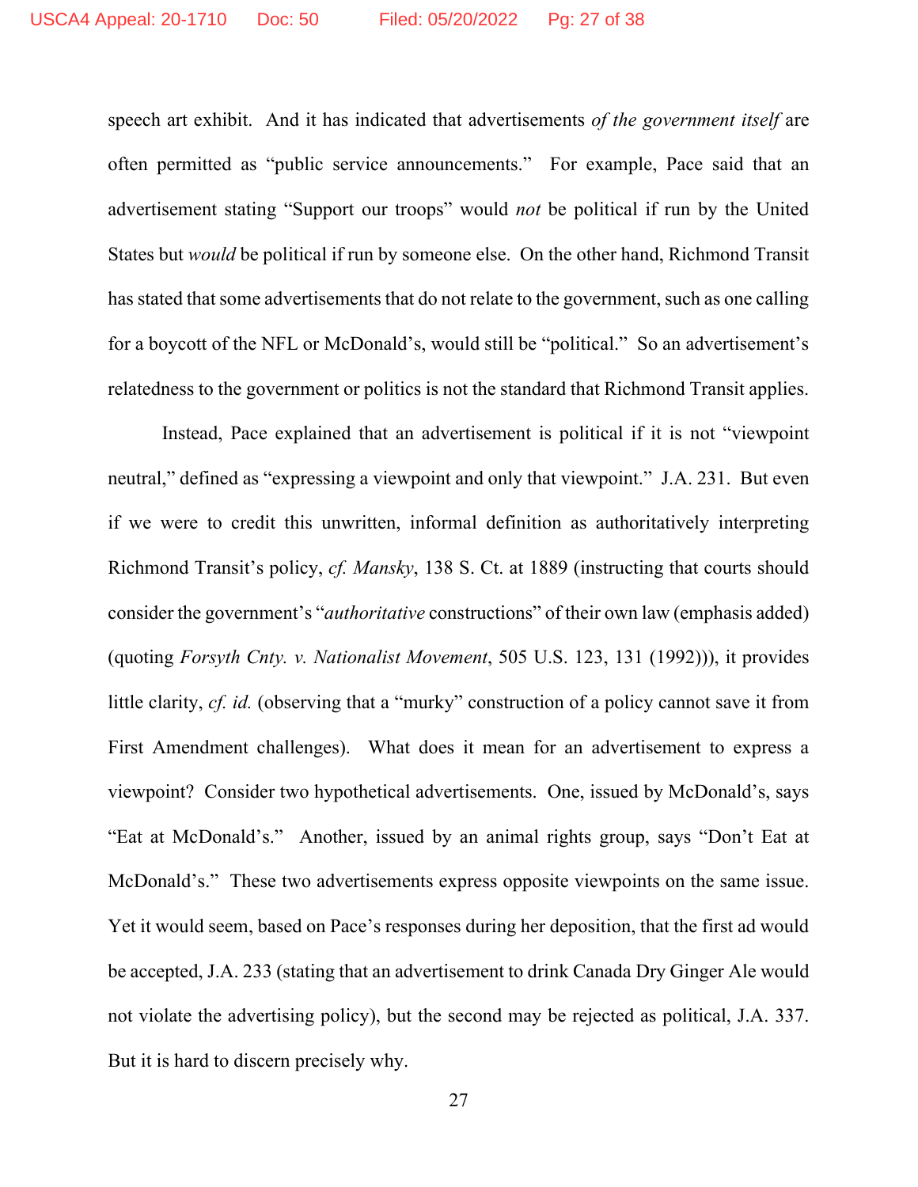speech art exhibit. And it has indicated that advertisements *of the government itself* are often permitted as "public service announcements." For example, Pace said that an advertisement stating "Support our troops" would *not* be political if run by the United States but *would* be political if run by someone else. On the other hand, Richmond Transit has stated that some advertisements that do not relate to the government, such as one calling for a boycott of the NFL or McDonald's, would still be "political." So an advertisement's relatedness to the government or politics is not the standard that Richmond Transit applies.

Instead, Pace explained that an advertisement is political if it is not "viewpoint neutral," defined as "expressing a viewpoint and only that viewpoint." J.A. 231. But even if we were to credit this unwritten, informal definition as authoritatively interpreting Richmond Transit's policy, *cf. Mansky*, 138 S. Ct. at 1889 (instructing that courts should consider the government's "*authoritative* constructions" of their own law (emphasis added) (quoting *Forsyth Cnty. v. Nationalist Movement*, 505 U.S. 123, 131 (1992))), it provides little clarity, *cf. id.* (observing that a "murky" construction of a policy cannot save it from First Amendment challenges). What does it mean for an advertisement to express a viewpoint? Consider two hypothetical advertisements. One, issued by McDonald's, says "Eat at McDonald's." Another, issued by an animal rights group, says "Don't Eat at McDonald's." These two advertisements express opposite viewpoints on the same issue. Yet it would seem, based on Pace's responses during her deposition, that the first ad would be accepted, J.A. 233 (stating that an advertisement to drink Canada Dry Ginger Ale would not violate the advertising policy), but the second may be rejected as political, J.A. 337. But it is hard to discern precisely why.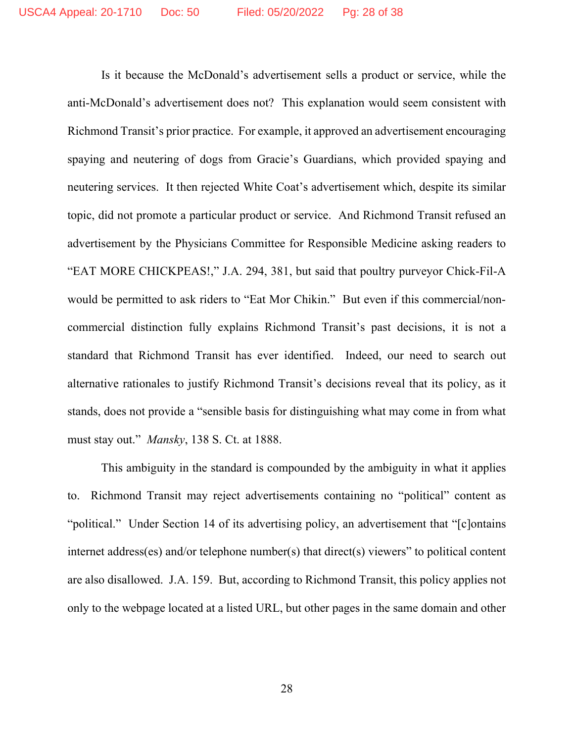Is it because the McDonald's advertisement sells a product or service, while the anti-McDonald's advertisement does not? This explanation would seem consistent with Richmond Transit's prior practice. For example, it approved an advertisement encouraging spaying and neutering of dogs from Gracie's Guardians, which provided spaying and neutering services. It then rejected White Coat's advertisement which, despite its similar topic, did not promote a particular product or service. And Richmond Transit refused an advertisement by the Physicians Committee for Responsible Medicine asking readers to "EAT MORE CHICKPEAS!," J.A. 294, 381, but said that poultry purveyor Chick-Fil-A would be permitted to ask riders to "Eat Mor Chikin." But even if this commercial/non-commercial distinction fully explains Richmond Transit's past decisions, it is not a standard that Richmond Transit has ever identified. Indeed, our need to search out alternative rationales to justify Richmond Transit's decisions reveal that its policy, as it stands, does not provide a "sensible basis for distinguishing what may come in from what must stay out." *Mansky*, 138 S. Ct. at 1888.

This ambiguity in the standard is compounded by the ambiguity in what it applies to. Richmond Transit may reject advertisements containing no "political" content as "political." Under Section 14 of its advertising policy, an advertisement that "[c]ontains internet address(es) and/or telephone number(s) that direct(s) viewers" to political content are also disallowed. J.A. 159. But, according to Richmond Transit, this policy applies not only to the webpage located at a listed URL, but other pages in the same domain and other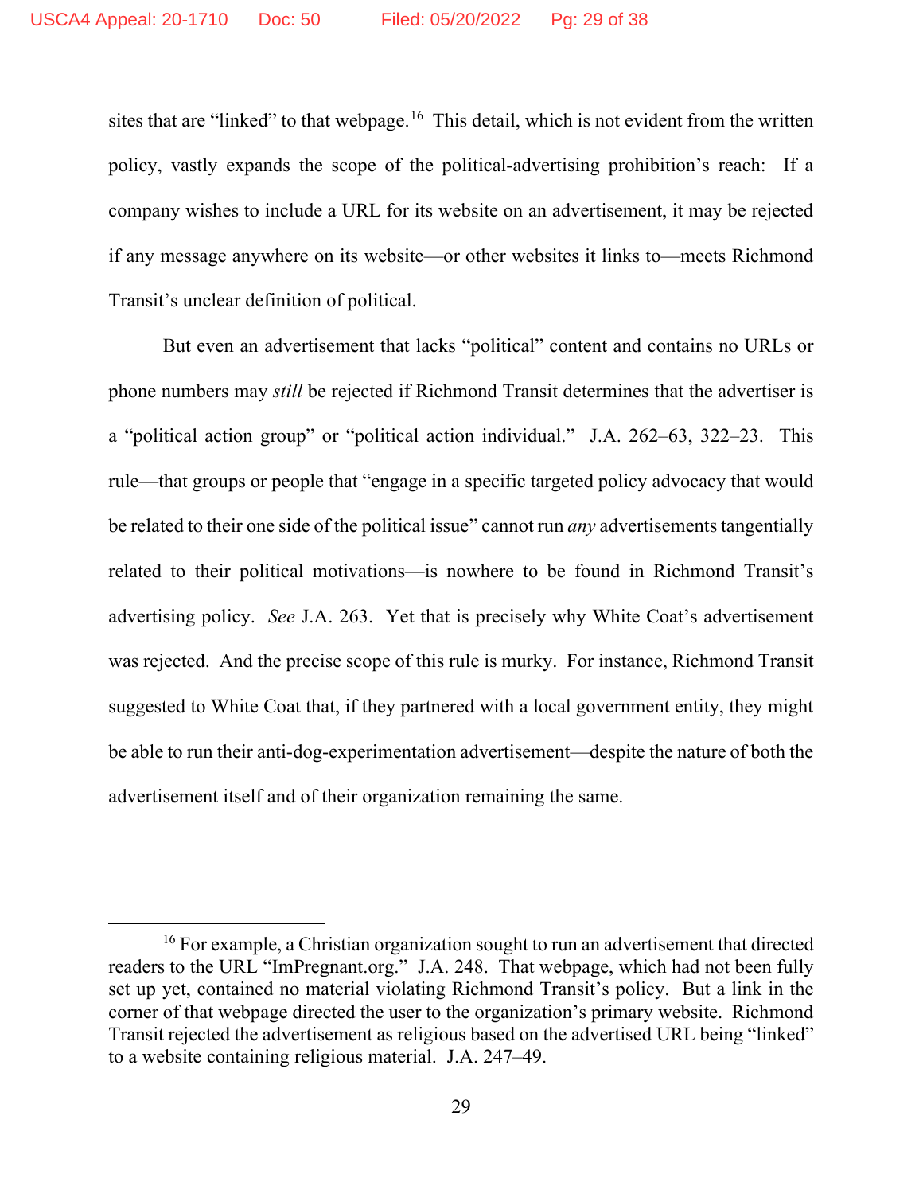sites that are "linked" to that webpage.[16] This detail, which is not evident from the written policy, vastly expands the scope of the political-advertising prohibition's reach: If a company wishes to include a URL for its website on an advertisement, it may be rejected if any message anywhere on its website—or other websites it links to—meets Richmond Transit's unclear definition of political.

But even an advertisement that lacks "political" content and contains no URLs or phone numbers may *still* be rejected if Richmond Transit determines that the advertiser is a "political action group" or "political action individual." J.A. 262–63, 322–23. This rule—that groups or people that "engage in a specific targeted policy advocacy that would be related to their one side of the political issue" cannot run *any* advertisements tangentially related to their political motivations—is nowhere to be found in Richmond Transit's advertising policy. *See* J.A. 263. Yet that is precisely why White Coat's advertisement was rejected. And the precise scope of this rule is murky. For instance, Richmond Transit suggested to White Coat that, if they partnered with a local government entity, they might be able to run their anti-dog-experimentation advertisement—despite the nature of both the advertisement itself and of their organization remaining the same.

---

[16] For example, a Christian organization sought to run an advertisement that directed readers to the URL "ImPregnant.org." J.A. 248. That webpage, which had not been fully set up yet, contained no material violating Richmond Transit's policy. But a link in the corner of that webpage directed the user to the organization's primary website. Richmond Transit rejected the advertisement as religious based on the advertised URL being "linked" to a website containing religious material. J.A. 247–49.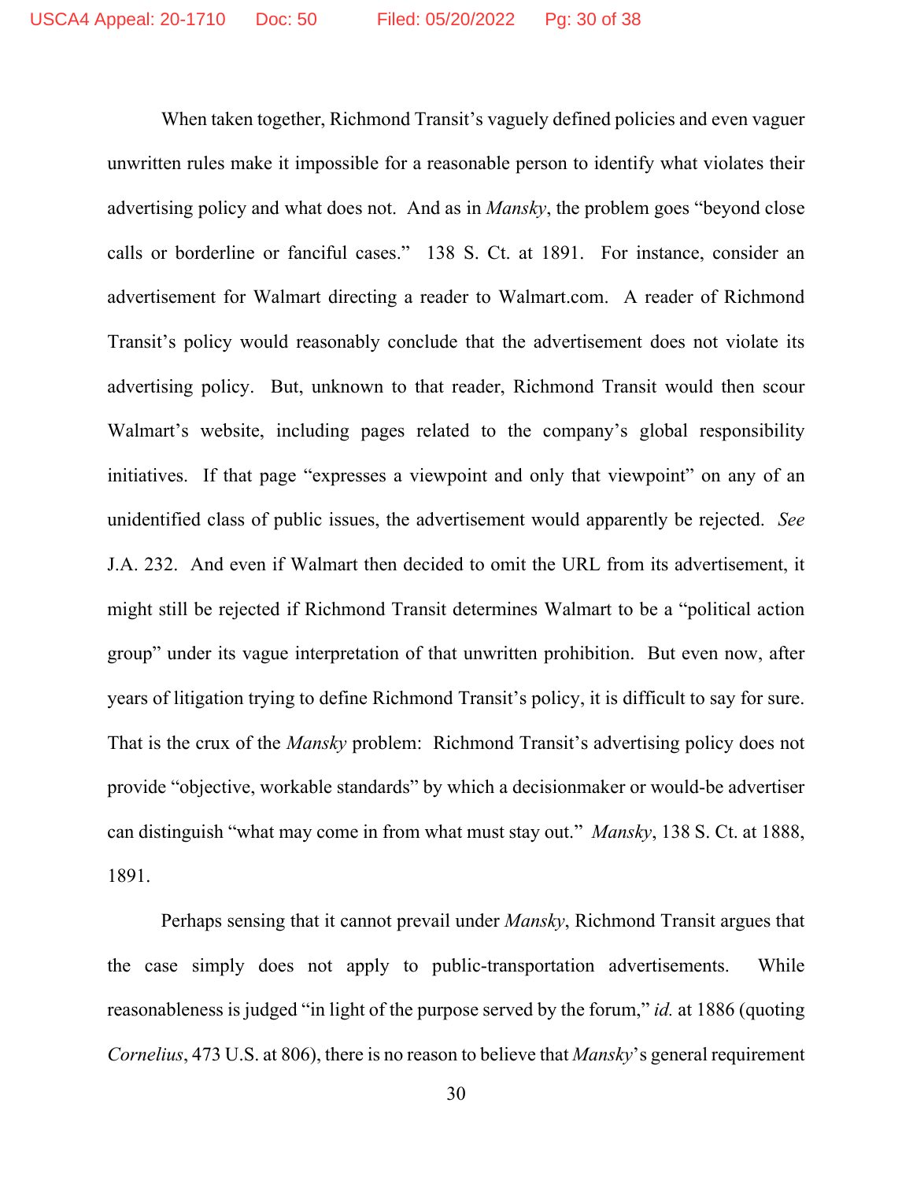When taken together, Richmond Transit's vaguely defined policies and even vaguer unwritten rules make it impossible for a reasonable person to identify what violates their advertising policy and what does not. And as in *Mansky*, the problem goes "beyond close calls or borderline or fanciful cases." 138 S. Ct. at 1891. For instance, consider an advertisement for Walmart directing a reader to Walmart.com. A reader of Richmond Transit's policy would reasonably conclude that the advertisement does not violate its advertising policy. But, unknown to that reader, Richmond Transit would then scour Walmart's website, including pages related to the company's global responsibility initiatives. If that page "expresses a viewpoint and only that viewpoint" on any of an unidentified class of public issues, the advertisement would apparently be rejected. *See* J.A. 232. And even if Walmart then decided to omit the URL from its advertisement, it might still be rejected if Richmond Transit determines Walmart to be a "political action group" under its vague interpretation of that unwritten prohibition. But even now, after years of litigation trying to define Richmond Transit's policy, it is difficult to say for sure. That is the crux of the *Mansky* problem: Richmond Transit's advertising policy does not provide "objective, workable standards" by which a decisionmaker or would-be advertiser can distinguish "what may come in from what must stay out." *Mansky*, 138 S. Ct. at 1888, 1891.

Perhaps sensing that it cannot prevail under *Mansky*, Richmond Transit argues that the case simply does not apply to public-transportation advertisements. While reasonableness is judged "in light of the purpose served by the forum," *id.* at 1886 (quoting *Cornelius*, 473 U.S. at 806), there is no reason to believe that *Mansky*'s general requirement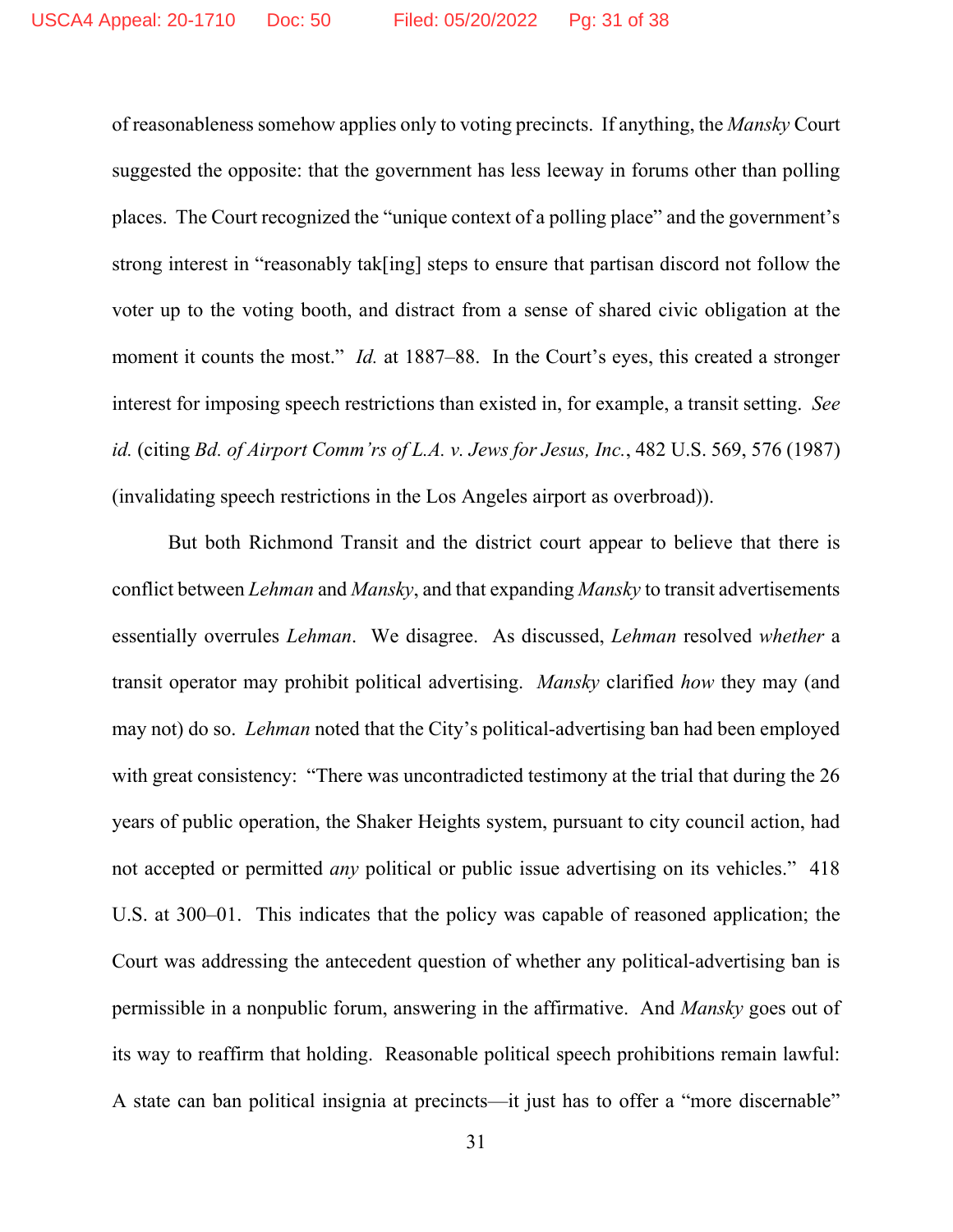of reasonableness somehow applies only to voting precincts. If anything, the *Mansky* Court suggested the opposite: that the government has less leeway in forums other than polling places. The Court recognized the "unique context of a polling place" and the government's strong interest in "reasonably tak[ing] steps to ensure that partisan discord not follow the voter up to the voting booth, and distract from a sense of shared civic obligation at the moment it counts the most." *Id.* at 1887–88. In the Court's eyes, this created a stronger interest for imposing speech restrictions than existed in, for example, a transit setting. *See id.* (citing *Bd. of Airport Comm'rs of L.A. v. Jews for Jesus, Inc.*, 482 U.S. 569, 576 (1987) (invalidating speech restrictions in the Los Angeles airport as overbroad)).

But both Richmond Transit and the district court appear to believe that there is conflict between *Lehman* and *Mansky*, and that expanding *Mansky* to transit advertisements essentially overrules *Lehman*. We disagree. As discussed, *Lehman* resolved *whether* a transit operator may prohibit political advertising. *Mansky* clarified *how* they may (and may not) do so. *Lehman* noted that the City's political-advertising ban had been employed with great consistency: "There was uncontradicted testimony at the trial that during the 26 years of public operation, the Shaker Heights system, pursuant to city council action, had not accepted or permitted *any* political or public issue advertising on its vehicles." 418 U.S. at 300–01. This indicates that the policy was capable of reasoned application; the Court was addressing the antecedent question of whether any political-advertising ban is permissible in a nonpublic forum, answering in the affirmative. And *Mansky* goes out of its way to reaffirm that holding. Reasonable political speech prohibitions remain lawful: A state can ban political insignia at precincts—it just has to offer a "more discernable"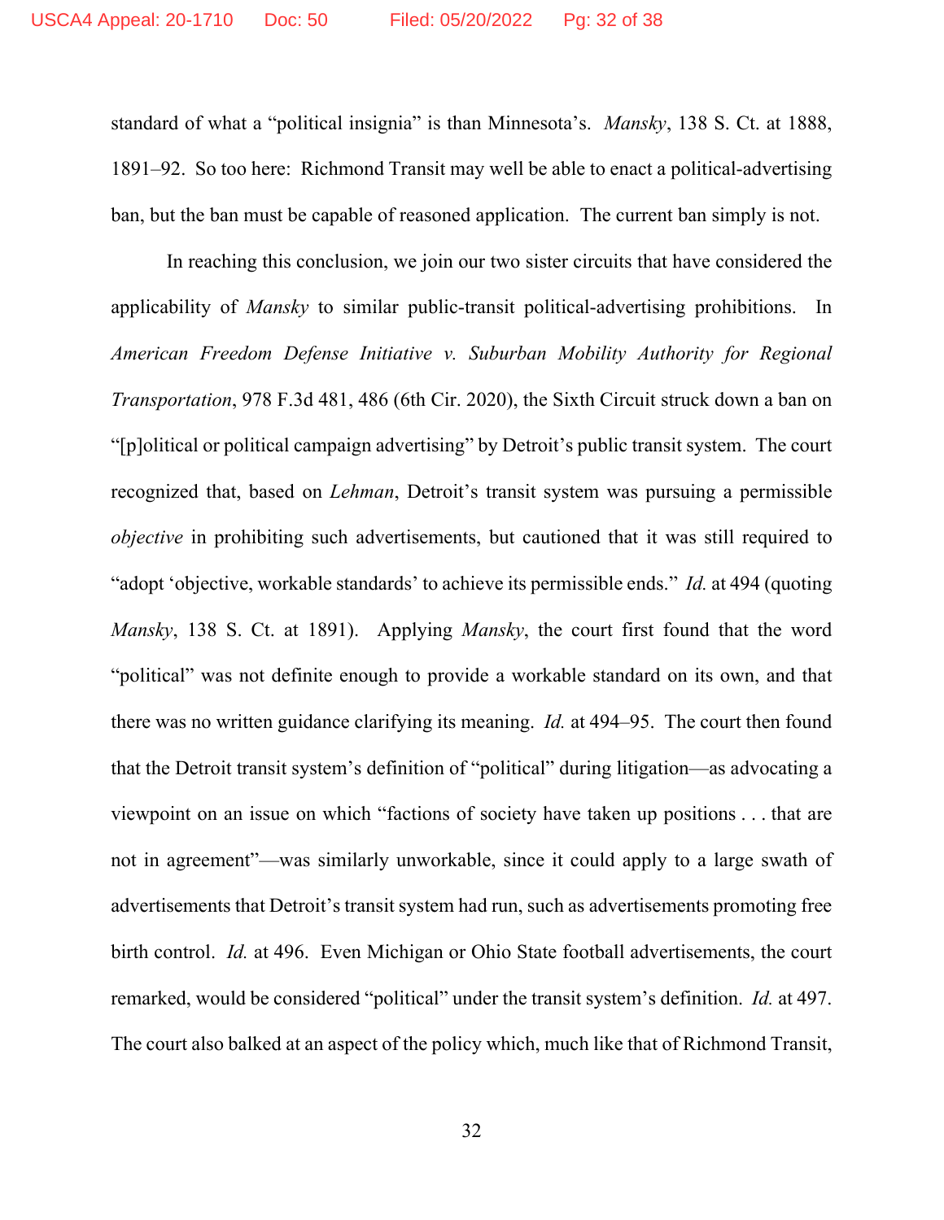standard of what a "political insignia" is than Minnesota's. *Mansky*, 138 S. Ct. at 1888, 1891–92. So too here: Richmond Transit may well be able to enact a political-advertising ban, but the ban must be capable of reasoned application. The current ban simply is not.

In reaching this conclusion, we join our two sister circuits that have considered the applicability of *Mansky* to similar public-transit political-advertising prohibitions. In *American Freedom Defense Initiative v. Suburban Mobility Authority for Regional Transportation*, 978 F.3d 481, 486 (6th Cir. 2020), the Sixth Circuit struck down a ban on "[p]olitical or political campaign advertising" by Detroit's public transit system. The court recognized that, based on *Lehman*, Detroit's transit system was pursuing a permissible *objective* in prohibiting such advertisements, but cautioned that it was still required to "adopt 'objective, workable standards' to achieve its permissible ends." *Id.* at 494 (quoting *Mansky*, 138 S. Ct. at 1891). Applying *Mansky*, the court first found that the word "political" was not definite enough to provide a workable standard on its own, and that there was no written guidance clarifying its meaning. *Id.* at 494–95. The court then found that the Detroit transit system's definition of "political" during litigation—as advocating a viewpoint on an issue on which "factions of society have taken up positions . . . that are not in agreement"—was similarly unworkable, since it could apply to a large swath of advertisements that Detroit's transit system had run, such as advertisements promoting free birth control. *Id.* at 496. Even Michigan or Ohio State football advertisements, the court remarked, would be considered "political" under the transit system's definition. *Id.* at 497. The court also balked at an aspect of the policy which, much like that of Richmond Transit,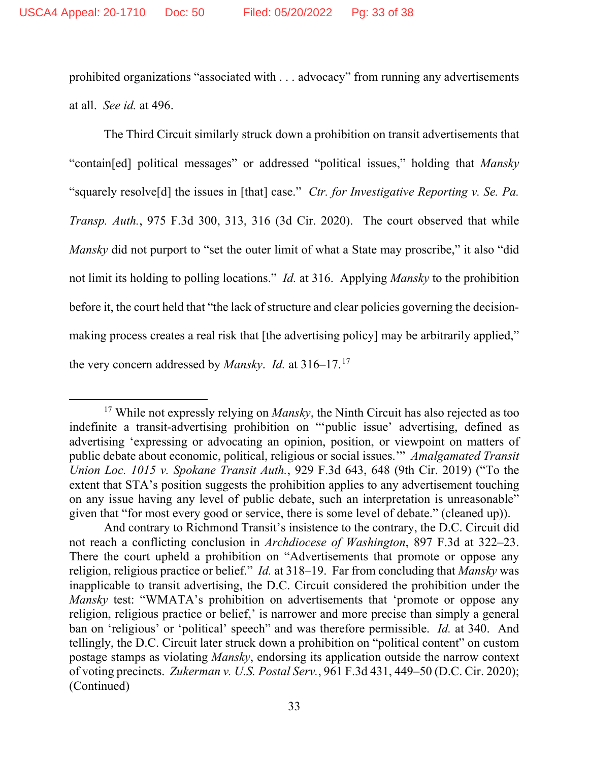prohibited organizations "associated with . . . advocacy" from running any advertisements at all. *See id.* at 496.

The Third Circuit similarly struck down a prohibition on transit advertisements that "contain[ed] political messages" or addressed "political issues," holding that *Mansky* "squarely resolve[d] the issues in [that] case." *Ctr. for Investigative Reporting v. Se. Pa. Transp. Auth.*, 975 F.3d 300, 313, 316 (3d Cir. 2020). The court observed that while *Mansky* did not purport to "set the outer limit of what a State may proscribe," it also "did not limit its holding to polling locations." *Id.* at 316. Applying *Mansky* to the prohibition before it, the court held that "the lack of structure and clear policies governing the decision-making process creates a real risk that [the advertising policy] may be arbitrarily applied," the very concern addressed by *Mansky*. *Id.* at 316–17.[17]

---

[17] While not expressly relying on *Mansky*, the Ninth Circuit has also rejected as too indefinite a transit-advertising prohibition on "'public issue' advertising, defined as advertising 'expressing or advocating an opinion, position, or viewpoint on matters of public debate about economic, political, religious or social issues.'" *Amalgamated Transit Union Loc. 1015 v. Spokane Transit Auth.*, 929 F.3d 643, 648 (9th Cir. 2019) ("To the extent that STA's position suggests the prohibition applies to any advertisement touching on any issue having any level of public debate, such an interpretation is unreasonable" given that "for most every good or service, there is some level of debate." (cleaned up)).

And contrary to Richmond Transit's insistence to the contrary, the D.C. Circuit did not reach a conflicting conclusion in *Archdiocese of Washington*, 897 F.3d at 322–23. There the court upheld a prohibition on "Advertisements that promote or oppose any religion, religious practice or belief." *Id.* at 318–19. Far from concluding that *Mansky* was inapplicable to transit advertising, the D.C. Circuit considered the prohibition under the *Mansky* test: "WMATA's prohibition on advertisements that 'promote or oppose any religion, religious practice or belief,' is narrower and more precise than simply a general ban on 'religious' or 'political' speech" and was therefore permissible. *Id.* at 340. And tellingly, the D.C. Circuit later struck down a prohibition on "political content" on custom postage stamps as violating *Mansky*, endorsing its application outside the narrow context of voting precincts. *Zukerman v. U.S. Postal Serv.*, 961 F.3d 431, 449–50 (D.C. Cir. 2020); (Continued)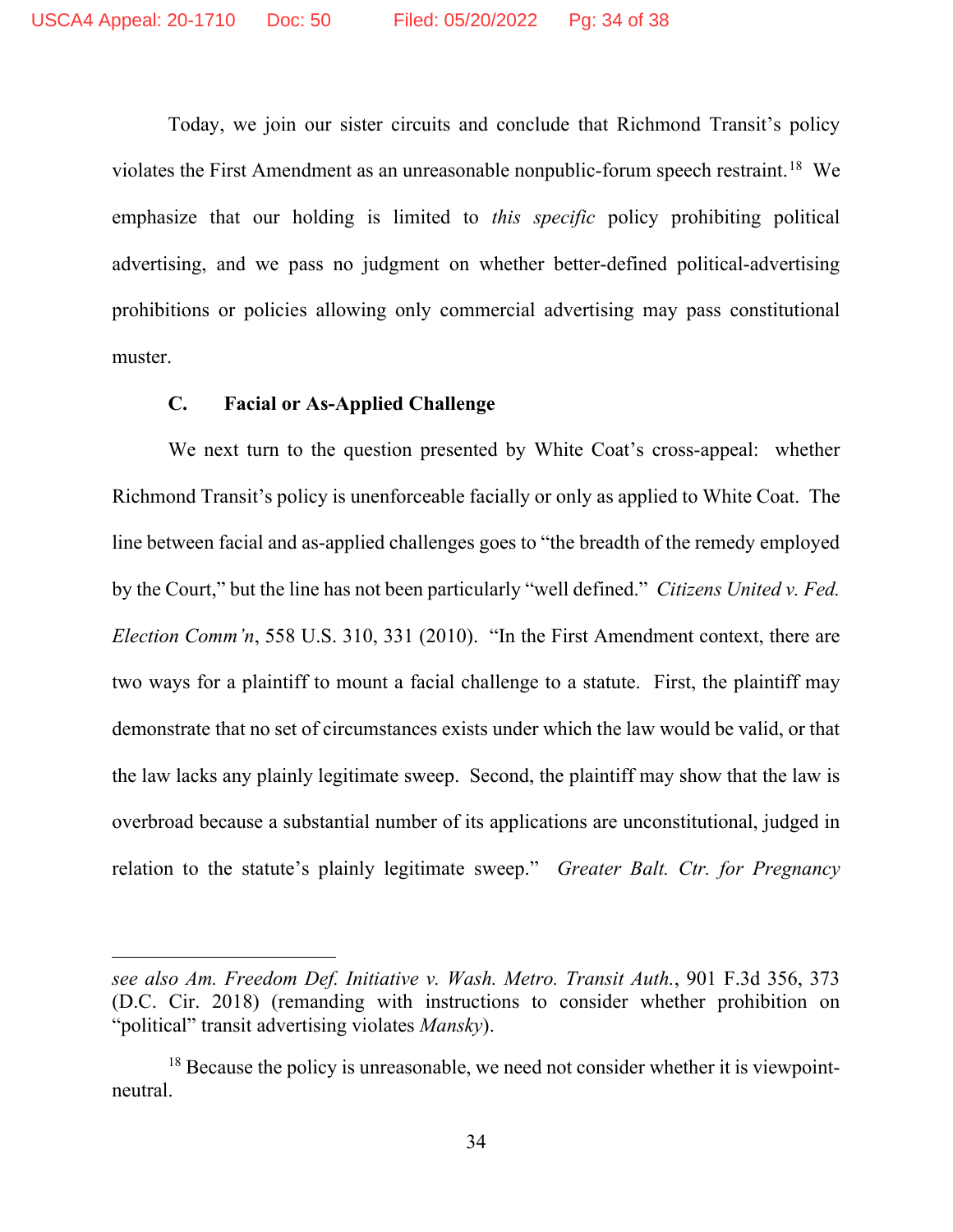Today, we join our sister circuits and conclude that Richmond Transit's policy violates the First Amendment as an unreasonable nonpublic-forum speech restraint.[18] We emphasize that our holding is limited to *this specific* policy prohibiting political advertising, and we pass no judgment on whether better-defined political-advertising prohibitions or policies allowing only commercial advertising may pass constitutional muster.

**C. Facial or As-Applied Challenge**

We next turn to the question presented by White Coat's cross-appeal: whether Richmond Transit's policy is unenforceable facially or only as applied to White Coat. The line between facial and as-applied challenges goes to "the breadth of the remedy employed by the Court," but the line has not been particularly "well defined." *Citizens United v. Fed. Election Comm'n*, 558 U.S. 310, 331 (2010). "In the First Amendment context, there are two ways for a plaintiff to mount a facial challenge to a statute. First, the plaintiff may demonstrate that no set of circumstances exists under which the law would be valid, or that the law lacks any plainly legitimate sweep. Second, the plaintiff may show that the law is overbroad because a substantial number of its applications are unconstitutional, judged in relation to the statute's plainly legitimate sweep." *Greater Balt. Ctr. for Pregnancy*

---

*see also Am. Freedom Def. Initiative v. Wash. Metro. Transit Auth.*, 901 F.3d 356, 373 (D.C. Cir. 2018) (remanding with instructions to consider whether prohibition on "political" transit advertising violates *Mansky*).

[18] Because the policy is unreasonable, we need not consider whether it is viewpoint-neutral.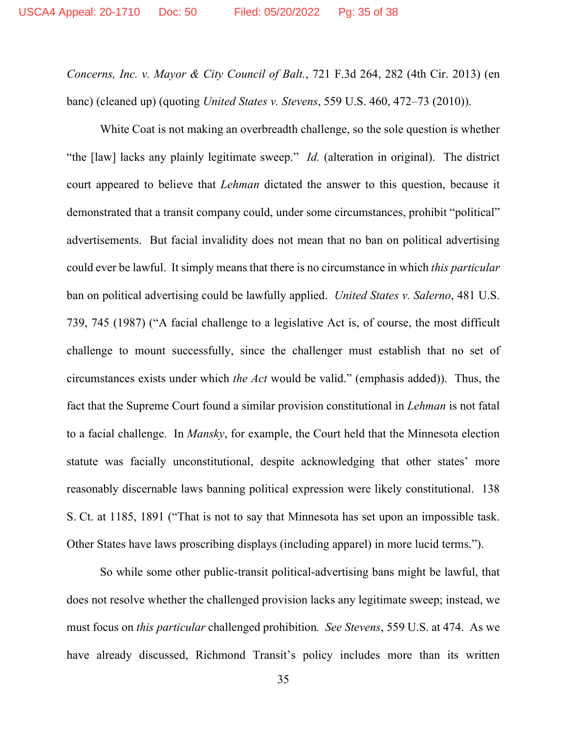*Concerns, Inc. v. Mayor & City Council of Balt.*, 721 F.3d 264, 282 (4th Cir. 2013) (en banc) (cleaned up) (quoting *United States v. Stevens*, 559 U.S. 460, 472–73 (2010)).

White Coat is not making an overbreadth challenge, so the sole question is whether "the [law] lacks any plainly legitimate sweep." *Id.* (alteration in original). The district court appeared to believe that *Lehman* dictated the answer to this question, because it demonstrated that a transit company could, under some circumstances, prohibit "political" advertisements. But facial invalidity does not mean that no ban on political advertising could ever be lawful. It simply means that there is no circumstance in which *this particular* ban on political advertising could be lawfully applied. *United States v. Salerno*, 481 U.S. 739, 745 (1987) ("A facial challenge to a legislative Act is, of course, the most difficult challenge to mount successfully, since the challenger must establish that no set of circumstances exists under which *the Act* would be valid." (emphasis added)). Thus, the fact that the Supreme Court found a similar provision constitutional in *Lehman* is not fatal to a facial challenge. In *Mansky*, for example, the Court held that the Minnesota election statute was facially unconstitutional, despite acknowledging that other states' more reasonably discernable laws banning political expression were likely constitutional. 138 S. Ct. at 1185, 1891 ("That is not to say that Minnesota has set upon an impossible task. Other States have laws proscribing displays (including apparel) in more lucid terms.").

So while some other public-transit political-advertising bans might be lawful, that does not resolve whether the challenged provision lacks any legitimate sweep; instead, we must focus on *this particular* challenged prohibition. *See Stevens*, 559 U.S. at 474. As we have already discussed, Richmond Transit's policy includes more than its written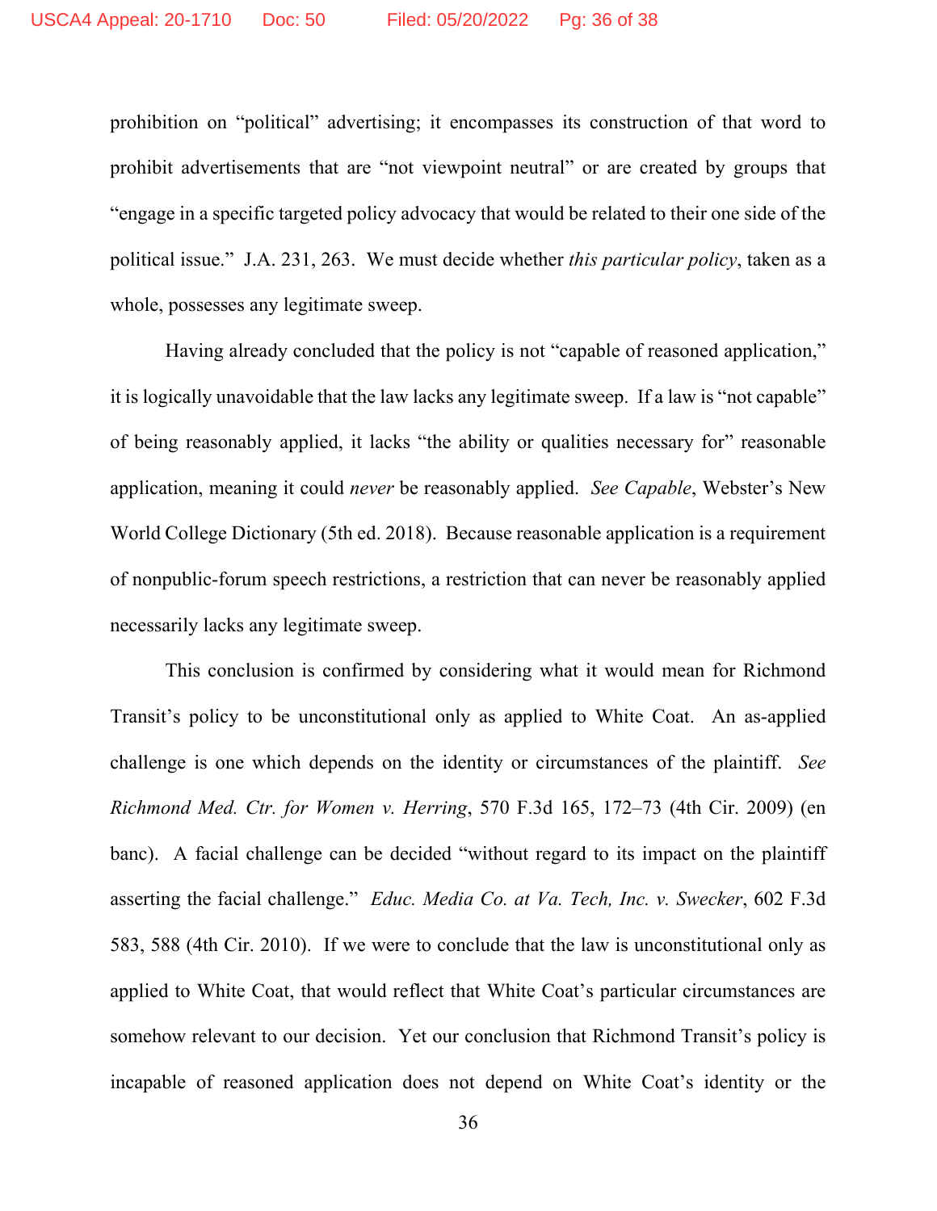prohibition on "political" advertising; it encompasses its construction of that word to prohibit advertisements that are "not viewpoint neutral" or are created by groups that "engage in a specific targeted policy advocacy that would be related to their one side of the political issue." J.A. 231, 263. We must decide whether *this particular policy*, taken as a whole, possesses any legitimate sweep.

Having already concluded that the policy is not "capable of reasoned application," it is logically unavoidable that the law lacks any legitimate sweep. If a law is "not capable" of being reasonably applied, it lacks "the ability or qualities necessary for" reasonable application, meaning it could *never* be reasonably applied. *See Capable*, Webster's New World College Dictionary (5th ed. 2018). Because reasonable application is a requirement of nonpublic-forum speech restrictions, a restriction that can never be reasonably applied necessarily lacks any legitimate sweep.

This conclusion is confirmed by considering what it would mean for Richmond Transit's policy to be unconstitutional only as applied to White Coat. An as-applied challenge is one which depends on the identity or circumstances of the plaintiff. *See Richmond Med. Ctr. for Women v. Herring*, 570 F.3d 165, 172–73 (4th Cir. 2009) (en banc). A facial challenge can be decided "without regard to its impact on the plaintiff asserting the facial challenge." *Educ. Media Co. at Va. Tech, Inc. v. Swecker*, 602 F.3d 583, 588 (4th Cir. 2010). If we were to conclude that the law is unconstitutional only as applied to White Coat, that would reflect that White Coat's particular circumstances are somehow relevant to our decision. Yet our conclusion that Richmond Transit's policy is incapable of reasoned application does not depend on White Coat's identity or the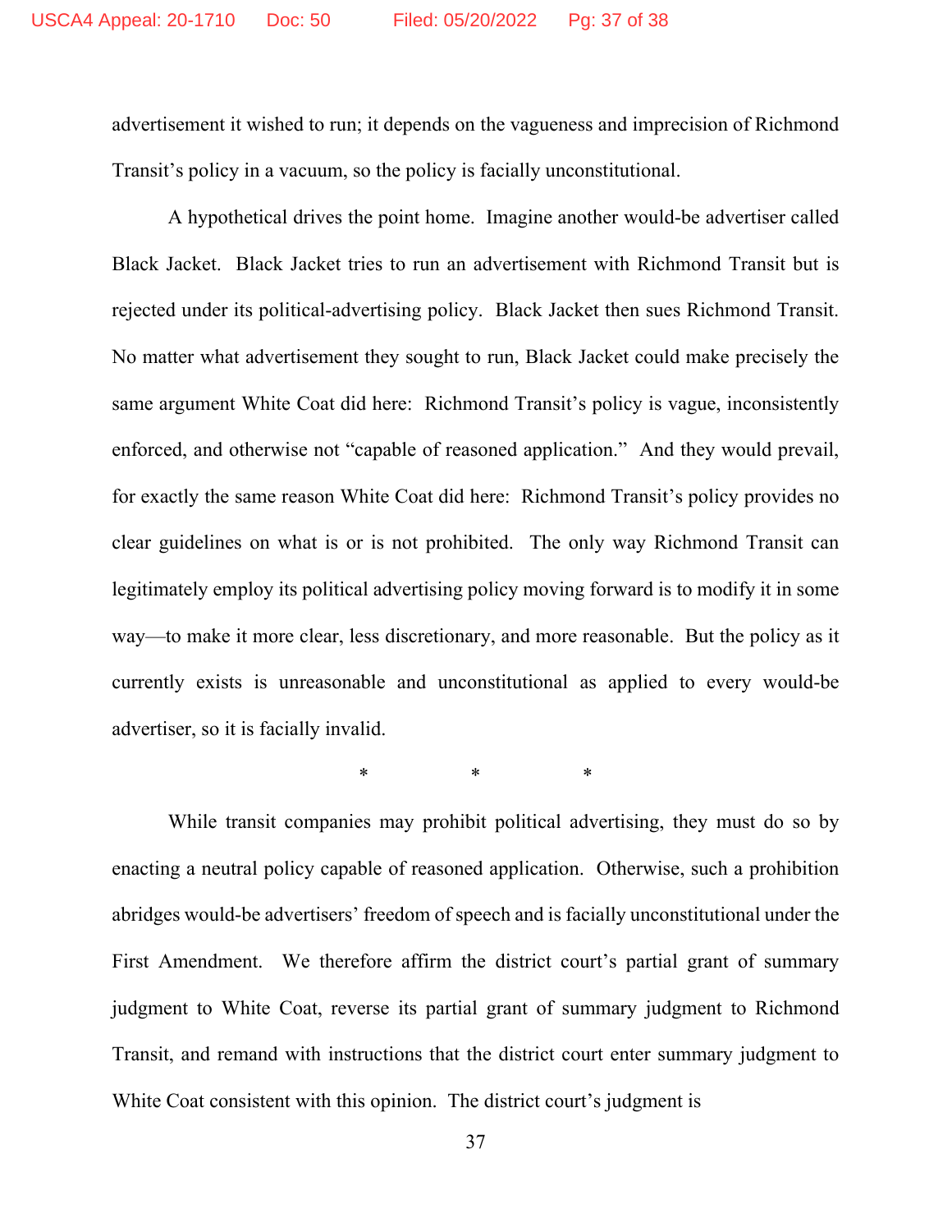advertisement it wished to run; it depends on the vagueness and imprecision of Richmond Transit's policy in a vacuum, so the policy is facially unconstitutional.

A hypothetical drives the point home. Imagine another would-be advertiser called Black Jacket. Black Jacket tries to run an advertisement with Richmond Transit but is rejected under its political-advertising policy. Black Jacket then sues Richmond Transit. No matter what advertisement they sought to run, Black Jacket could make precisely the same argument White Coat did here: Richmond Transit's policy is vague, inconsistently enforced, and otherwise not "capable of reasoned application." And they would prevail, for exactly the same reason White Coat did here: Richmond Transit's policy provides no clear guidelines on what is or is not prohibited. The only way Richmond Transit can legitimately employ its political advertising policy moving forward is to modify it in some way—to make it more clear, less discretionary, and more reasonable. But the policy as it currently exists is unreasonable and unconstitutional as applied to every would-be advertiser, so it is facially invalid.

\* \* \*

While transit companies may prohibit political advertising, they must do so by enacting a neutral policy capable of reasoned application. Otherwise, such a prohibition abridges would-be advertisers' freedom of speech and is facially unconstitutional under the First Amendment. We therefore affirm the district court's partial grant of summary judgment to White Coat, reverse its partial grant of summary judgment to Richmond Transit, and remand with instructions that the district court enter summary judgment to White Coat consistent with this opinion. The district court's judgment is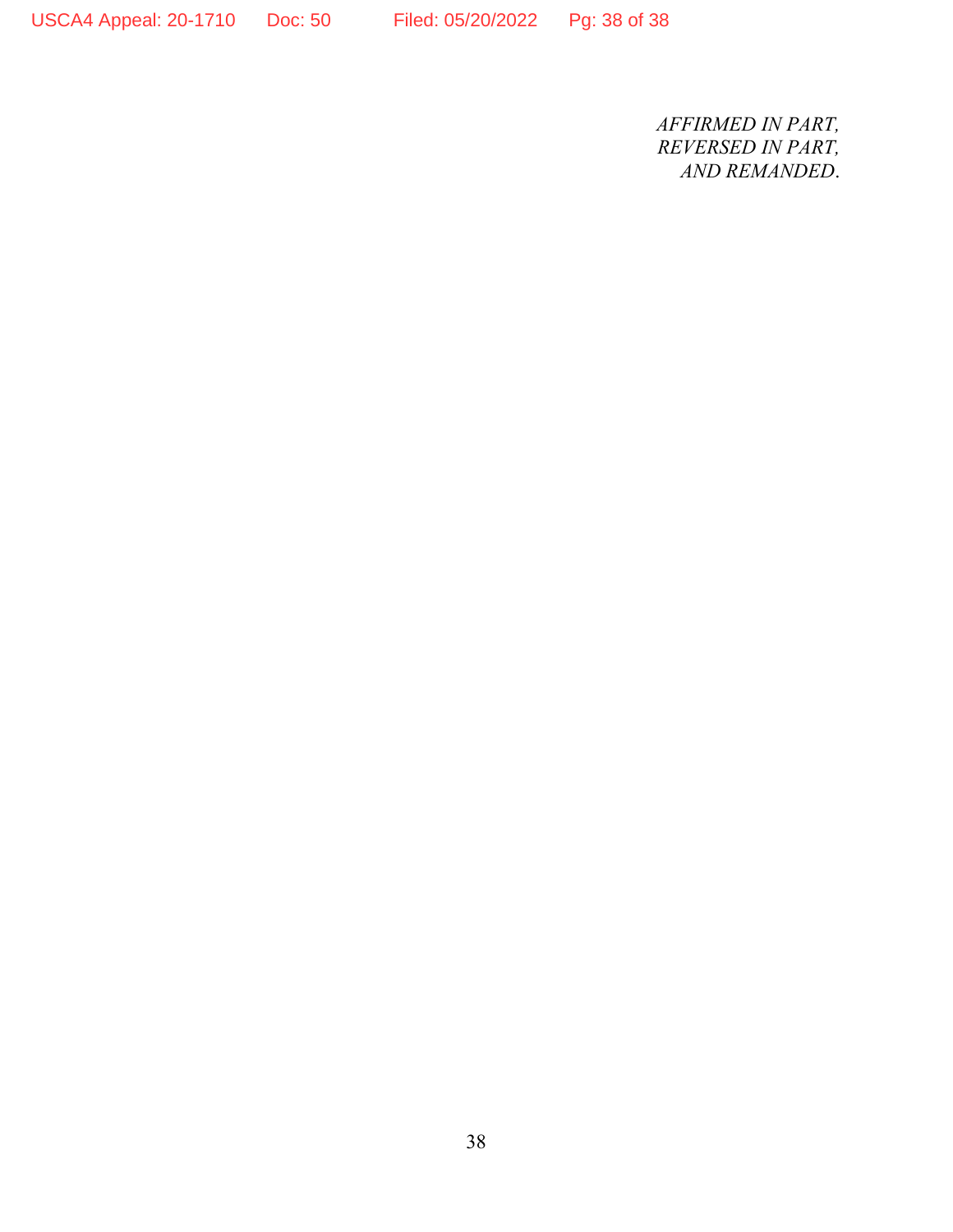*AFFIRMED IN PART,*
*REVERSED IN PART,*
*AND REMANDED*.